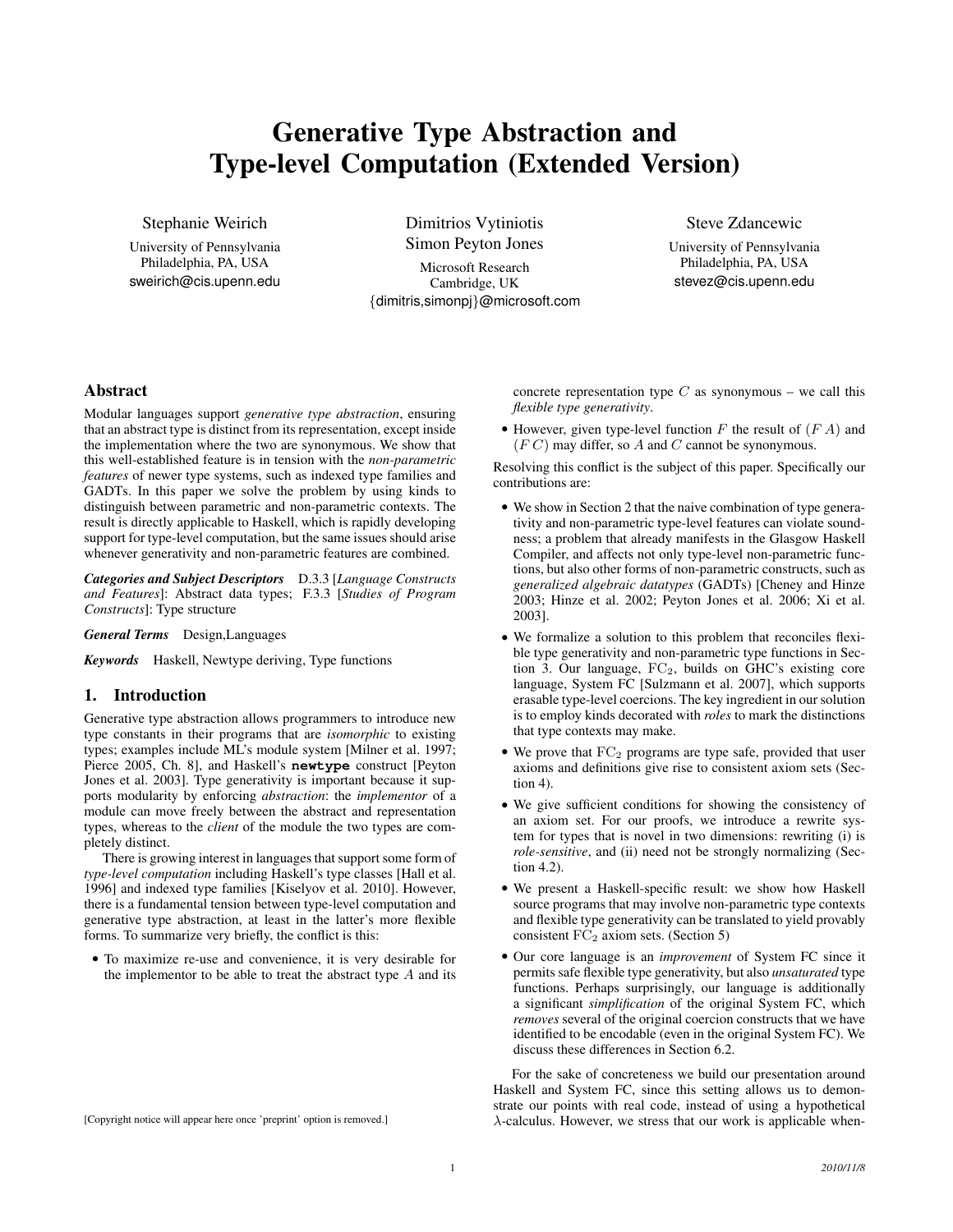# Generative Type Abstraction and Type-level Computation (Extended Version)

Stephanie Weirich
University of Pennsylvania
Philadelphia, PA, USA
sweirich@cis.upenn.edu

Dimitrios Vytiniotis
Simon Peyton Jones
Microsoft Research
Cambridge, UK
{dimitris,simonpj}@microsoft.com

Steve Zdancewic
University of Pennsylvania
Philadelphia, PA, USA
stevez@cis.upenn.edu

## Abstract

Modular languages support *generative type abstraction*, ensuring that an abstract type is distinct from its representation, except inside the implementation where the two are synonymous. We show that this well-established feature is in tension with the *non-parametric features* of newer type systems, such as indexed type families and GADTs. In this paper we solve the problem by using kinds to distinguish between parametric and non-parametric contexts. The result is directly applicable to Haskell, which is rapidly developing support for type-level computation, but the same issues should arise whenever generativity and non-parametric features are combined.

***Categories and Subject Descriptors*** D.3.3 [*Language Constructs and Features*]: Abstract data types; F.3.3 [*Studies of Program Constructs*]: Type structure

***General Terms*** Design,Languages

***Keywords*** Haskell, Newtype deriving, Type functions

## 1. Introduction

Generative type abstraction allows programmers to introduce new type constants in their programs that are *isomorphic* to existing types; examples include ML's module system [Milner et al. 1997; Pierce 2005, Ch. 8], and Haskell's **newtype** construct [Peyton Jones et al. 2003]. Type generativity is important because it supports modularity by enforcing *abstraction*: the *implementor* of a module can move freely between the abstract and representation types, whereas to the *client* of the module the two types are completely distinct.

There is growing interest in languages that support some form of *type-level computation* including Haskell's type classes [Hall et al. 1996] and indexed type families [Kiselyov et al. 2010]. However, there is a fundamental tension between type-level computation and generative type abstraction, at least in the latter's more flexible forms. To summarize very briefly, the conflict is this:

- To maximize re-use and convenience, it is very desirable for the implementor to be able to treat the abstract type $A$ and its concrete representation type $C$ as synonymous – we call this *flexible type generativity*.
- However, given type-level function $F$ the result of $(F\ A)$ and $(F\ C)$ may differ, so $A$ and $C$ cannot be synonymous.

Resolving this conflict is the subject of this paper. Specifically our contributions are:

- We show in Section 2 that the naive combination of type generativity and non-parametric type-level features can violate soundness; a problem that already manifests in the Glasgow Haskell Compiler, and affects not only type-level non-parametric functions, but also other forms of non-parametric constructs, such as *generalized algebraic datatypes* (GADTs) [Cheney and Hinze 2003; Hinze et al. 2002; Peyton Jones et al. 2006; Xi et al. 2003].
- We formalize a solution to this problem that reconciles flexible type generativity and non-parametric type functions in Section 3. Our language, $\mathrm{FC}_2$, builds on GHC's existing core language, System FC [Sulzmann et al. 2007], which supports erasable type-level coercions. The key ingredient in our solution is to employ kinds decorated with *roles* to mark the distinctions that type contexts may make.
- We prove that $\mathrm{FC}_2$ programs are type safe, provided that user axioms and definitions give rise to consistent axiom sets (Section 4).
- We give sufficient conditions for showing the consistency of an axiom set. For our proofs, we introduce a rewrite system for types that is novel in two dimensions: rewriting (i) is *role-sensitive*, and (ii) need not be strongly normalizing (Section 4.2).
- We present a Haskell-specific result: we show how Haskell source programs that may involve non-parametric type contexts and flexible type generativity can be translated to yield provably consistent $\mathrm{FC}_2$ axiom sets. (Section 5)
- Our core language is an *improvement* of System FC since it permits safe flexible type generativity, but also *unsaturated* type functions. Perhaps surprisingly, our language is additionally a significant *simplification* of the original System FC, which *removes* several of the original coercion constructs that we have identified to be encodable (even in the original System FC). We discuss these differences in Section 6.2.

For the sake of concreteness we build our presentation around Haskell and System FC, since this setting allows us to demonstrate our points with real code, instead of using a hypothetical $\lambda$-calculus. However, we stress that our work is applicable when-

[Copyright notice will appear here once 'preprint' option is removed.]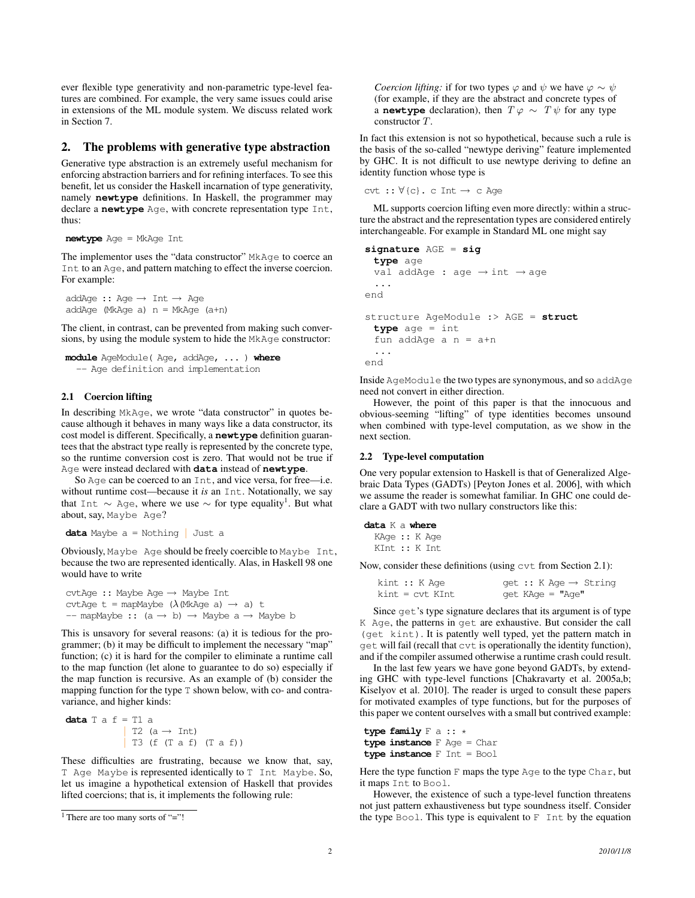ever flexible type generativity and non-parametric type-level features are combined. For example, the very same issues could arise in extensions of the ML module system. We discuss related work in Section 7.

## 2. The problems with generative type abstraction

Generative type abstraction is an extremely useful mechanism for enforcing abstraction barriers and for refining interfaces. To see this benefit, let us consider the Haskell incarnation of type generativity, namely **newtype** definitions. In Haskell, the programmer may declare a **newtype** `Age`, with concrete representation type `Int`, thus:

```
newtype Age = MkAge Int
```

The implementor uses the "data constructor" `MkAge` to coerce an `Int` to an `Age`, and pattern matching to effect the inverse coercion. For example:

```
addAge :: Age → Int → Age
addAge (MkAge a) n = MkAge (a+n)
```

The client, in contrast, can be prevented from making such conversions, by using the module system to hide the `MkAge` constructor:

```
module AgeModule( Age, addAge, ... ) where
  -- Age definition and implementation
```

### 2.1 Coercion lifting

In describing `MkAge`, we wrote "data constructor" in quotes because although it behaves in many ways like a data constructor, its cost model is different. Specifically, a **newtype** definition guarantees that the abstract type really is represented by the concrete type, so the runtime conversion cost is zero. That would not be true if `Age` were instead declared with **data** instead of **newtype**.

So `Age` can be coerced to an `Int`, and vice versa, for free—i.e. without runtime cost—because it *is* an `Int`. Notationally, we say that `Int` $\sim$ `Age`, where we use $\sim$ for type equality[1]. But what about, say, `Maybe Age`?

```
data Maybe a = Nothing | Just a
```

Obviously, `Maybe Age` should be freely coercible to `Maybe Int`, because the two are represented identically. Alas, in Haskell 98 one would have to write

```
cvtAge :: Maybe Age → Maybe Int
cvtAge t = mapMaybe (λ(MkAge a) → a) t
-- mapMaybe :: (a → b) → Maybe a → Maybe b
```

This is unsavory for several reasons: (a) it is tedious for the programmer; (b) it may be difficult to implement the necessary "map" function; (c) it is hard for the compiler to eliminate a runtime call to the map function (let alone to guarantee to do so) especially if the map function is recursive. As an example of (b) consider the mapping function for the type `T` shown below, with co- and contravariance, and higher kinds:

```
data T a f = T1 a
           | T2 (a → Int)
           | T3 (f (T a f) (T a f))
```

These difficulties are frustrating, because we know that, say, `T Age Maybe` is represented identically to `T Int Maybe`. So, let us imagine a hypothetical extension of Haskell that provides lifted coercions; that is, it implements the following rule:

> *Coercion lifting:* if for two types $\varphi$ and $\psi$ we have $\varphi \sim \psi$ (for example, if they are the abstract and concrete types of a **newtype** declaration), then $T\,\varphi \;\sim\; T\,\psi$ for any type constructor $T$.

In fact this extension is not so hypothetical, because such a rule is the basis of the so-called "newtype deriving" feature implemented by GHC. It is not difficult to use newtype deriving to define an identity function whose type is

```
cvt :: ∀{c}. c Int → c Age
```

ML supports coercion lifting even more directly: within a structure the abstract and the representation types are considered entirely interchangeable. For example in Standard ML one might say

```
signature AGE = sig
  type age
  val addAge : age → int → age
  ...
end

structure AgeModule :> AGE = struct
  type age = int
  fun addAge a n = a+n
  ...
end
```

Inside `AgeModule` the two types are synonymous, and so `addAge` need not convert in either direction.

However, the point of this paper is that the innocuous and obvious-seeming "lifting" of type identities becomes unsound when combined with type-level computation, as we show in the next section.

### 2.2 Type-level computation

One very popular extension to Haskell is that of Generalized Algebraic Data Types (GADTs) [Peyton Jones et al. 2006], with which we assume the reader is somewhat familiar. In GHC one could declare a GADT with two nullary constructors like this:

```
data K a where
  KAge :: K Age
  KInt :: K Int
```

Now, consider these definitions (using `cvt` from Section 2.1):

```
kint :: K Age          get :: K Age → String
kint = cvt KInt        get KAge = "Age"
```

Since `get`'s type signature declares that its argument is of type `K Age`, the patterns in `get` are exhaustive. But consider the call `(get kint)`. It is patently well typed, yet the pattern match in `get` will fail (recall that `cvt` is operationally the identity function), and if the compiler assumed otherwise a runtime crash could result.

In the last few years we have gone beyond GADTs, by extending GHC with type-level functions [Chakravarty et al. 2005a,b; Kiselyov et al. 2010]. The reader is urged to consult these papers for motivated examples of type functions, but for the purposes of this paper we content ourselves with a small but contrived example:

```
type family F a :: ⋆
type instance F Age = Char
type instance F Int = Bool
```

Here the type function `F` maps the type `Age` to the type `Char`, but it maps `Int` to `Bool`.

However, the existence of such a type-level function threatens not just pattern exhaustiveness but type soundness itself. Consider the type `Bool`. This type is equivalent to `F Int` by the equation

[1] There are too many sorts of "="!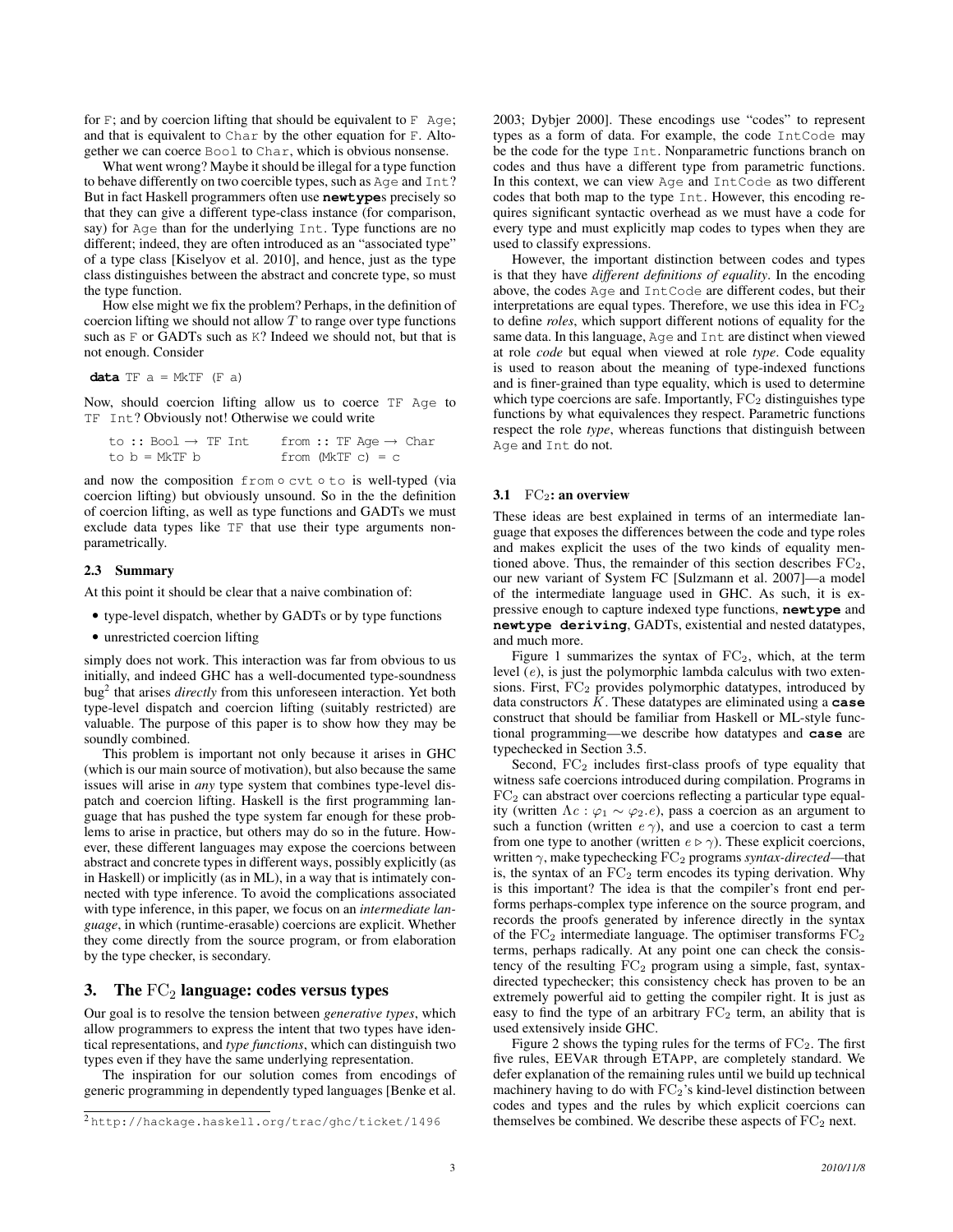for `F`; and by coercion lifting that should be equivalent to `F Age`; and that is equivalent to `Char` by the other equation for `F`. Altogether we can coerce `Bool` to `Char`, which is obvious nonsense.

What went wrong? Maybe it should be illegal for a type function to behave differently on two coercible types, such as `Age` and `Int`? But in fact Haskell programmers often use **newtype**s precisely so that they can give a different type-class instance (for comparison, say) for `Age` than for the underlying `Int`. Type functions are no different; indeed, they are often introduced as an "associated type" of a type class [Kiselyov et al. 2010], and hence, just as the type class distinguishes between the abstract and concrete type, so must the type function.

How else might we fix the problem? Perhaps, in the definition of coercion lifting we should not allow $T$ to range over type functions such as `F` or GADTs such as `K`? Indeed we should not, but that is not enough. Consider

```
data TF a = MkTF (F a)
```

Now, should coercion lifting allow us to coerce `TF Age` to `TF Int`? Obviously not! Otherwise we could write

```
to :: Bool → TF Int        from :: TF Age → Char
to b = MkTF b              from (MkTF c) = c
```

and now the composition `from ∘ cvt ∘ to` is well-typed (via coercion lifting) but obviously unsound. So in the the definition of coercion lifting, as well as type functions and GADTs we must exclude data types like `TF` that use their type arguments nonparametrically.

### 2.3 Summary

At this point it should be clear that a naive combination of:

- type-level dispatch, whether by GADTs or by type functions
- unrestricted coercion lifting

simply does not work. This interaction was far from obvious to us initially, and indeed GHC has a well-documented type-soundness bug[2] that arises *directly* from this unforeseen interaction. Yet both type-level dispatch and coercion lifting (suitably restricted) are valuable. The purpose of this paper is to show how they may be soundly combined.

This problem is important not only because it arises in GHC (which is our main source of motivation), but also because the same issues will arise in *any* type system that combines type-level dispatch and coercion lifting. Haskell is the first programming language that has pushed the type system far enough for these problems to arise in practice, but others may do so in the future. However, these different languages may expose the coercions between abstract and concrete types in different ways, possibly explicitly (as in Haskell) or implicitly (as in ML), in a way that is intimately connected with type inference. To avoid the complications associated with type inference, in this paper, we focus on an *intermediate language*, in which (runtime-erasable) coercions are explicit. Whether they come directly from the source program, or from elaboration by the type checker, is secondary.

## 3. The $\mathrm{FC}_2$ language: codes versus types

Our goal is to resolve the tension between *generative types*, which allow programmers to express the intent that two types have identical representations, and *type functions*, which can distinguish two types even if they have the same underlying representation.

The inspiration for our solution comes from encodings of generic programming in dependently typed languages [Benke et al. 2003; Dybjer 2000]. These encodings use "codes" to represent types as a form of data. For example, the code `IntCode` may be the code for the type `Int`. Nonparametric functions branch on codes and thus have a different type from parametric functions. In this context, we can view `Age` and `IntCode` as two different codes that both map to the type `Int`. However, this encoding requires significant syntactic overhead as we must have a code for every type and must explicitly map codes to types when they are used to classify expressions.

However, the important distinction between codes and types is that they have *different definitions of equality*. In the encoding above, the codes `Age` and `IntCode` are different codes, but their interpretations are equal types. Therefore, we use this idea in $\mathrm{FC}_2$ to define *roles*, which support different notions of equality for the same data. In this language, `Age` and `Int` are distinct when viewed at role *code* but equal when viewed at role *type*. Code equality is used to reason about the meaning of type-indexed functions and is finer-grained than type equality, which is used to determine which type coercions are safe. Importantly, $\mathrm{FC}_2$ distinguishes type functions by what equivalences they respect. Parametric functions respect the role *type*, whereas functions that distinguish between `Age` and `Int` do not.

### 3.1 $\mathrm{FC}_2$: an overview

These ideas are best explained in terms of an intermediate language that exposes the differences between the code and type roles and makes explicit the uses of the two kinds of equality mentioned above. Thus, the remainder of this section describes $\mathrm{FC}_2$, our new variant of System FC [Sulzmann et al. 2007]—a model of the intermediate language used in GHC. As such, it is expressive enough to capture indexed type functions, **newtype** and **newtype deriving**, GADTs, existential and nested datatypes, and much more.

Figure 1 summarizes the syntax of $\mathrm{FC}_2$, which, at the term level ($e$), is just the polymorphic lambda calculus with two extensions. First, $\mathrm{FC}_2$ provides polymorphic datatypes, introduced by data constructors $K$. These datatypes are eliminated using a **case** construct that should be familiar from Haskell or ML-style functional programming—we describe how datatypes and **case** are typechecked in Section 3.5.

Second, $\mathrm{FC}_2$ includes first-class proofs of type equality that witness safe coercions introduced during compilation. Programs in $\mathrm{FC}_2$ can abstract over coercions reflecting a particular type equality (written $\Lambda c : \varphi_1 \sim \varphi_2 . e$), pass a coercion as an argument to such a function (written $e\,\gamma$), and use a coercion to cast a term from one type to another (written $e \triangleright \gamma$). These explicit coercions, written $\gamma$, make typechecking $\mathrm{FC}_2$ programs *syntax-directed*—that is, the syntax of an $\mathrm{FC}_2$ term encodes its typing derivation. Why is this important? The idea is that the compiler's front end performs perhaps-complex type inference on the source program, and records the proofs generated by inference directly in the syntax of the $\mathrm{FC}_2$ intermediate language. The optimiser transforms $\mathrm{FC}_2$ terms, perhaps radically. At any point one can check the consistency of the resulting $\mathrm{FC}_2$ program using a simple, fast, syntax-directed typechecker; this consistency check has proven to be an extremely powerful aid to getting the compiler right. It is just as easy to find the type of an arbitrary $\mathrm{FC}_2$ term, an ability that is used extensively inside GHC.

Figure 2 shows the typing rules for the terms of $\mathrm{FC}_2$. The first five rules, EEVAR through ETAPP, are completely standard. We defer explanation of the remaining rules until we build up technical machinery having to do with $\mathrm{FC}_2$'s kind-level distinction between codes and types and the rules by which explicit coercions can themselves be combined. We describe these aspects of $\mathrm{FC}_2$ next.

[2] http://hackage.haskell.org/trac/ghc/ticket/1496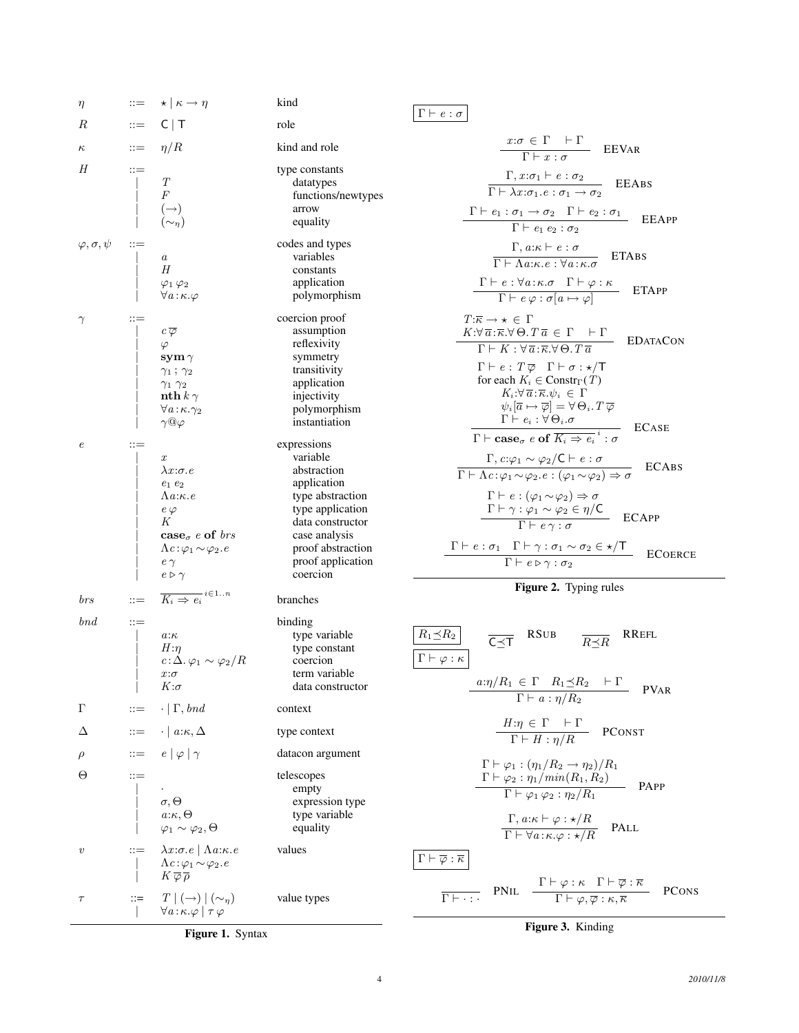$$
\begin{array}{llll}
\eta & ::= & \star \mid \kappa \to \eta & \text{kind} \\
R & ::= & \mathsf{C} \mid \mathsf{T} & \text{role} \\
\kappa & ::= & \eta / R & \text{kind and role} \\
H & ::= & & \text{type constants} \\
 & \mid & T & \quad \text{datatypes} \\
 & \mid & F & \quad \text{functions/newtypes} \\
 & \mid & (\to) & \quad \text{arrow} \\
 & \mid & (\sim_\eta) & \quad \text{equality} \\
\varphi, \sigma, \psi & ::= & & \text{codes and types} \\
 & \mid & a & \quad \text{variables} \\
 & \mid & H & \quad \text{constants} \\
 & \mid & \varphi_1\, \varphi_2 & \quad \text{application} \\
 & \mid & \forall a{:}\kappa.\varphi & \quad \text{polymorphism} \\
\gamma & ::= & & \text{coercion proof} \\
 & \mid & c\, \overline{\varphi} & \quad \text{assumption} \\
 & \mid & \varphi & \quad \text{reflexivity} \\
 & \mid & \mathbf{sym}\, \gamma & \quad \text{symmetry} \\
 & \mid & \gamma_1 \,;\, \gamma_2 & \quad \text{transitivity} \\
 & \mid & \gamma_1\, \gamma_2 & \quad \text{application} \\
 & \mid & \mathbf{nth}\, k\, \gamma & \quad \text{injectivity} \\
 & \mid & \forall a{:}\kappa.\gamma_2 & \quad \text{polymorphism} \\
 & \mid & \gamma @ \varphi & \quad \text{instantiation} \\
e & ::= & & \text{expressions} \\
 & \mid & x & \quad \text{variable} \\
 & \mid & \lambda x{:}\sigma.e & \quad \text{abstraction} \\
 & \mid & e_1\, e_2 & \quad \text{application} \\
 & \mid & \Lambda a{:}\kappa.e & \quad \text{type abstraction} \\
 & \mid & e\, \varphi & \quad \text{type application} \\
 & \mid & K & \quad \text{data constructor} \\
 & \mid & \mathbf{case}_\sigma\ e\ \mathbf{of}\ brs & \quad \text{case analysis} \\
 & \mid & \Lambda c{:}\varphi_1 \sim \varphi_2.e & \quad \text{proof abstraction} \\
 & \mid & e\, \gamma & \quad \text{proof application} \\
 & \mid & e \triangleright \gamma & \quad \text{coercion} \\
brs & ::= & \overline{K_i \Rightarrow e_i}^{\,i \in 1..n} & \text{branches} \\
bnd & ::= & & \text{binding} \\
 & \mid & a{:}\kappa & \quad \text{type variable} \\
 & \mid & H{:}\eta & \quad \text{type constant} \\
 & \mid & c{:}\Delta.\, \varphi_1 \sim \varphi_2 / R & \quad \text{coercion} \\
 & \mid & x{:}\sigma & \quad \text{term variable} \\
 & \mid & K{:}\sigma & \quad \text{data constructor} \\
\Gamma & ::= & \cdot \mid \Gamma, bnd & \text{context} \\
\Delta & ::= & \cdot \mid a{:}\kappa, \Delta & \text{type context} \\
\rho & ::= & e \mid \varphi \mid \gamma & \text{datacon argument} \\
\Theta & ::= & & \text{telescopes} \\
 & \mid & \cdot & \quad \text{empty} \\
 & \mid & \sigma, \Theta & \quad \text{expression type} \\
 & \mid & a{:}\kappa, \Theta & \quad \text{type variable} \\
 & \mid & \varphi_1 \sim \varphi_2, \Theta & \quad \text{equality} \\
v & ::= & \lambda x{:}\sigma.e \mid \Lambda a{:}\kappa.e & \text{values} \\
 & \mid & \Lambda c{:}\varphi_1 \sim \varphi_2.e & \\
 & \mid & K\, \overline{\varphi}\, \overline{\rho} & \\
\tau & ::= & T \mid (\to) \mid (\sim_\eta) & \text{value types} \\
 & \mid & \forall a{:}\kappa.\varphi \mid \tau\, \varphi &
\end{array}
$$

**Figure 1.** Syntax

$\boxed{\Gamma \vdash e : \sigma}$

$$\frac{x{:}\sigma \in \Gamma \quad \vdash \Gamma}{\Gamma \vdash x : \sigma} \ \text{EEVar}$$

$$\frac{\Gamma, x{:}\sigma_1 \vdash e : \sigma_2}{\Gamma \vdash \lambda x{:}\sigma_1.e : \sigma_1 \to \sigma_2} \ \text{EEAbs}$$

$$\frac{\Gamma \vdash e_1 : \sigma_1 \to \sigma_2 \quad \Gamma \vdash e_2 : \sigma_1}{\Gamma \vdash e_1\, e_2 : \sigma_2} \ \text{EEApp}$$

$$\frac{\Gamma, a{:}\kappa \vdash e : \sigma}{\Gamma \vdash \Lambda a{:}\kappa.e : \forall a{:}\kappa.\sigma} \ \text{ETAbs}$$

$$\frac{\Gamma \vdash e : \forall a{:}\kappa.\sigma \quad \Gamma \vdash \varphi : \kappa}{\Gamma \vdash e\, \varphi : \sigma[a \mapsto \varphi]} \ \text{ETApp}$$

$$\frac{\begin{array}{c} T{:}\overline{\kappa} \to \star \in \Gamma \\ K{:}\forall \overline{a}{:}\overline{\kappa}.\forall \Theta.\, T\, \overline{a} \in \Gamma \quad \vdash \Gamma \end{array}}{\Gamma \vdash K : \forall \overline{a}{:}\overline{\kappa}.\forall \Theta.\, T\, \overline{a}} \ \text{EDataCon}$$

$$\frac{\begin{array}{c} \Gamma \vdash e : T\, \overline{\varphi} \quad \Gamma \vdash \sigma : \star/\mathsf{T} \\ \text{for each } K_i \in \text{Constr}_\Gamma(T) \\ K_i{:}\forall \overline{a}{:}\overline{\kappa}.\psi_i \in \Gamma \\ \psi_i[\overline{a} \mapsto \overline{\varphi}] = \forall \Theta_i.\, T\, \overline{\varphi} \\ \Gamma \vdash e_i : \forall \Theta_i.\sigma \end{array}}{\Gamma \vdash \mathbf{case}_\sigma\ e\ \mathbf{of}\ \overline{K_i \Rightarrow e_i}^{\,i} : \sigma} \ \text{ECase}$$

$$\frac{\Gamma, c{:}\varphi_1 \sim \varphi_2/\mathsf{C} \vdash e : \sigma}{\Gamma \vdash \Lambda c{:}\varphi_1 \sim \varphi_2.e : (\varphi_1 \sim \varphi_2) \Rightarrow \sigma} \ \text{ECAbs}$$

$$\frac{\begin{array}{c} \Gamma \vdash e : (\varphi_1 \sim \varphi_2) \Rightarrow \sigma \\ \Gamma \vdash \gamma : \varphi_1 \sim \varphi_2 \in \eta/\mathsf{C} \end{array}}{\Gamma \vdash e\, \gamma : \sigma} \ \text{ECApp}$$

$$\frac{\Gamma \vdash e : \sigma_1 \quad \Gamma \vdash \gamma : \sigma_1 \sim \sigma_2 \in \star/\mathsf{T}}{\Gamma \vdash e \triangleright \gamma : \sigma_2} \ \text{ECoerce}$$

**Figure 2.** Typing rules

$\boxed{R_1 \preceq R_2}$

$$\frac{}{\mathsf{C} \preceq \mathsf{T}} \ \text{RSub} \qquad \frac{}{R \preceq R} \ \text{RRefl}$$

$\boxed{\Gamma \vdash \varphi : \kappa}$

$$\frac{a{:}\eta/R_1 \in \Gamma \quad R_1 \preceq R_2 \quad \vdash \Gamma}{\Gamma \vdash a : \eta/R_2} \ \text{PVar}$$

$$\frac{H{:}\eta \in \Gamma \quad \vdash \Gamma}{\Gamma \vdash H : \eta/R} \ \text{PConst}$$

$$\frac{\begin{array}{c} \Gamma \vdash \varphi_1 : (\eta_1/R_2 \to \eta_2)/R_1 \\ \Gamma \vdash \varphi_2 : \eta_1/min(R_1, R_2) \end{array}}{\Gamma \vdash \varphi_1\, \varphi_2 : \eta_2/R_1} \ \text{PApp}$$

$$\frac{\Gamma, a{:}\kappa \vdash \varphi : \star/R}{\Gamma \vdash \forall a{:}\kappa.\varphi : \star/R} \ \text{PAll}$$

$\boxed{\Gamma \vdash \overline{\varphi} : \overline{\kappa}}$

$$\frac{}{\Gamma \vdash \cdot : \cdot} \ \text{PNil} \qquad \frac{\Gamma \vdash \varphi : \kappa \quad \Gamma \vdash \overline{\varphi} : \overline{\kappa}}{\Gamma \vdash \varphi, \overline{\varphi} : \kappa, \overline{\kappa}} \ \text{PCons}$$

**Figure 3.** Kinding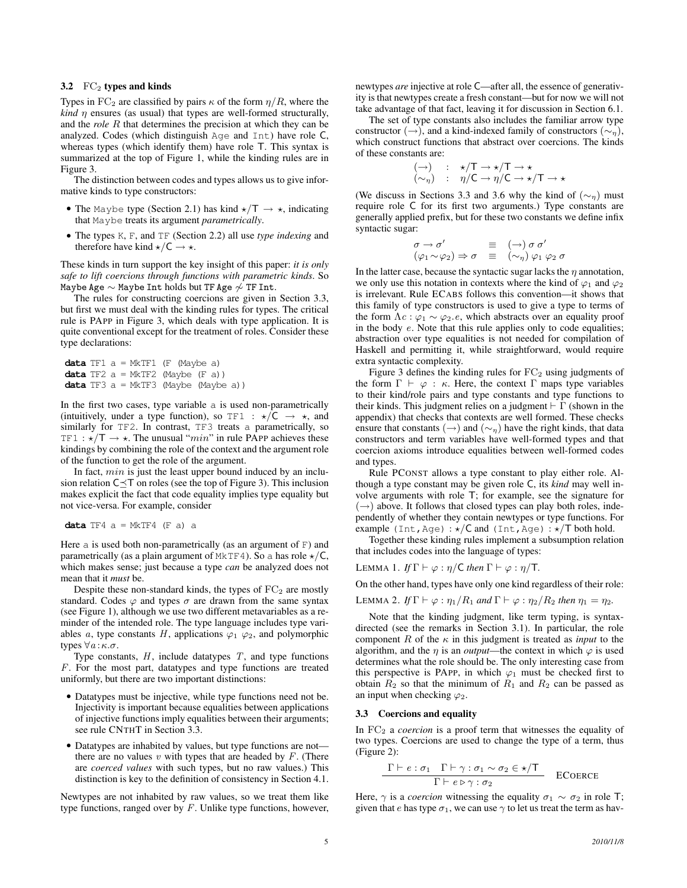### 3.2 $\mathrm{FC}_2$ types and kinds

Types in $\mathrm{FC}_2$ are classified by pairs $\kappa$ of the form $\eta/R$, where the *kind* $\eta$ ensures (as usual) that types are well-formed structurally, and the *role* $R$ that determines the precision at which they can be analyzed. Codes (which distinguish `Age` and `Int`) have role $\mathsf{C}$, whereas types (which identify them) have role $\mathsf{T}$. This syntax is summarized at the top of Figure 1, while the kinding rules are in Figure 3.

The distinction between codes and types allows us to give informative kinds to type constructors:

- The `Maybe` type (Section 2.1) has kind $\star/\mathsf{T} \rightarrow \star$, indicating that `Maybe` treats its argument *parametrically*.
- The types `K`, `F`, and `TF` (Section 2.2) all use *type indexing* and therefore have kind $\star/\mathsf{C} \rightarrow \star$.

These kinds in turn support the key insight of this paper: *it is only safe to lift coercions through functions with parametric kinds*. So `Maybe Age` $\sim$ `Maybe Int` holds but `TF Age` $\not\sim$ `TF Int`.

The rules for constructing coercions are given in Section 3.3, but first we must deal with the kinding rules for types. The critical rule is PAPP in Figure 3, which deals with type application. It is quite conventional except for the treatment of roles. Consider these type declarations:

```
data TF1 a = MkTF1 (F (Maybe a)
data TF2 a = MkTF2 (Maybe (F a))
data TF3 a = MkTF3 (Maybe (Maybe a))
```

In the first two cases, type variable `a` is used non-parametrically (intuitively, under a type function), so `TF1` : $\star/\mathsf{C} \rightarrow \star$, and similarly for `TF2`. In contrast, `TF3` treats `a` parametrically, so `TF1` : $\star/\mathsf{T} \rightarrow \star$. The unusual "$min$" in rule PAPP achieves these kindings by combining the role of the context and the argument role of the function to get the role of the argument.

In fact, $min$ is just the least upper bound induced by an inclusion relation $\mathsf{C} \preceq \mathsf{T}$ on roles (see the top of Figure 3). This inclusion makes explicit the fact that code equality implies type equality but not vice-versa. For example, consider

```
data TF4 a = MkTF4 (F a) a
```

Here `a` is used both non-parametrically (as an argument of `F`) and parametrically (as a plain argument of `MkTF4`). So `a` has role $\star/\mathsf{C}$, which makes sense; just because a type *can* be analyzed does not mean that it *must* be.

Despite these non-standard kinds, the types of $\mathrm{FC}_2$ are mostly standard. Codes $\varphi$ and types $\sigma$ are drawn from the same syntax (see Figure 1), although we use two different metavariables as a reminder of the intended role. The type language includes type variables $a$, type constants $H$, applications $\varphi_1\ \varphi_2$, and polymorphic types $\forall a\!:\!\kappa.\sigma$.

Type constants, $H$, include datatypes $T$, and type functions $F$. For the most part, datatypes and type functions are treated uniformly, but there are two important distinctions:

- Datatypes must be injective, while type functions need not be. Injectivity is important because equalities between applications of injective functions imply equalities between their arguments; see rule CNTHT in Section 3.3.
- Datatypes are inhabited by values, but type functions are not—there are no values $v$ with types that are headed by $F$. (There are *coerced values* with such types, but no raw values.) This distinction is key to the definition of consistency in Section 4.1.

Newtypes are not inhabited by raw values, so we treat them like type functions, ranged over by $F$. Unlike type functions, however, newtypes *are* injective at role $\mathsf{C}$—after all, the essence of generativity is that newtypes create a fresh constant—but for now we will not take advantage of that fact, leaving it for discussion in Section 6.1.

The set of type constants also includes the familiar arrow type constructor $(\rightarrow)$, and a kind-indexed family of constructors $(\sim_\eta)$, which construct functions that abstract over coercions. The kinds of these constants are:

$$\begin{array}{lcl}(\rightarrow) & : & \star/\mathsf{T} \rightarrow \star/\mathsf{T} \rightarrow \star \\ (\sim_\eta) & : & \eta/\mathsf{C} \rightarrow \eta/\mathsf{C} \rightarrow \star/\mathsf{T} \rightarrow \star\end{array}$$

(We discuss in Sections 3.3 and 3.6 why the kind of $(\sim_\eta)$ must require role $\mathsf{C}$ for its first two arguments.) Type constants are generally applied prefix, but for these two constants we define infix syntactic sugar:

$$\begin{array}{lcl}\sigma \rightarrow \sigma' & \equiv & (\rightarrow)\ \sigma\ \sigma' \\ (\varphi_1 \sim \varphi_2) \Rightarrow \sigma & \equiv & (\sim_\eta)\ \varphi_1\ \varphi_2\ \sigma\end{array}$$

In the latter case, because the syntactic sugar lacks the $\eta$ annotation, we only use this notation in contexts where the kind of $\varphi_1$ and $\varphi_2$ is irrelevant. Rule ECABS follows this convention—it shows that this family of type constructors is used to give a type to terms of the form $\Lambda c : \varphi_1 \sim \varphi_2 . e$, which abstracts over an equality proof in the body $e$. Note that this rule applies only to code equalities; abstraction over type equalities is not needed for compilation of Haskell and permitting it, while straightforward, would require extra syntactic complexity.

Figure 3 defines the kinding rules for $\mathrm{FC}_2$ using judgments of the form $\Gamma \vdash \varphi : \kappa$. Here, the context $\Gamma$ maps type variables to their kind/role pairs and type constants and type functions to their kinds. This judgment relies on a judgment $\vdash \Gamma$ (shown in the appendix) that checks that contexts are well formed. These checks ensure that constants $(\rightarrow)$ and $(\sim_\eta)$ have the right kinds, that data constructors and term variables have well-formed types and that coercion axioms introduce equalities between well-formed codes and types.

Rule PCONST allows a type constant to play either role. Although a type constant may be given role $\mathsf{C}$, its *kind* may well involve arguments with role $\mathsf{T}$; for example, see the signature for $(\rightarrow)$ above. It follows that closed types can play both roles, independently of whether they contain newtypes or type functions. For example `(Int,Age)` : $\star/\mathsf{C}$ and `(Int,Age)` : $\star/\mathsf{T}$ both hold.

Together these kinding rules implement a subsumption relation that includes codes into the language of types:

LEMMA 1. *If* $\Gamma \vdash \varphi : \eta/\mathsf{C}$ *then* $\Gamma \vdash \varphi : \eta/\mathsf{T}$.

On the other hand, types have only one kind regardless of their role:

LEMMA 2. *If* $\Gamma \vdash \varphi : \eta_1/R_1$ *and* $\Gamma \vdash \varphi : \eta_2/R_2$ *then* $\eta_1 = \eta_2$.

Note that the kinding judgment, like term typing, is syntax-directed (see the remarks in Section 3.1). In particular, the role component $R$ of the $\kappa$ in this judgment is treated as *input* to the algorithm, and the $\eta$ is an *output*—the context in which $\varphi$ is used determines what the role should be. The only interesting case from this perspective is PAPP, in which $\varphi_1$ must be checked first to obtain $R_2$ so that the minimum of $R_1$ and $R_2$ can be passed as an input when checking $\varphi_2$.

### 3.3 Coercions and equality

In $\mathrm{FC}_2$ a *coercion* is a proof term that witnesses the equality of two types. Coercions are used to change the type of a term, thus (Figure 2):

$$\frac{\Gamma \vdash e : \sigma_1 \quad \Gamma \vdash \gamma : \sigma_1 \sim \sigma_2 \in \star/\mathsf{T}}{\Gamma \vdash e \triangleright \gamma : \sigma_2}\ \text{ECOERCE}$$

Here, $\gamma$ is a *coercion* witnessing the equality $\sigma_1 \sim \sigma_2$ in role $\mathsf{T}$; given that $e$ has type $\sigma_1$, we can use $\gamma$ to let us treat the term as hav-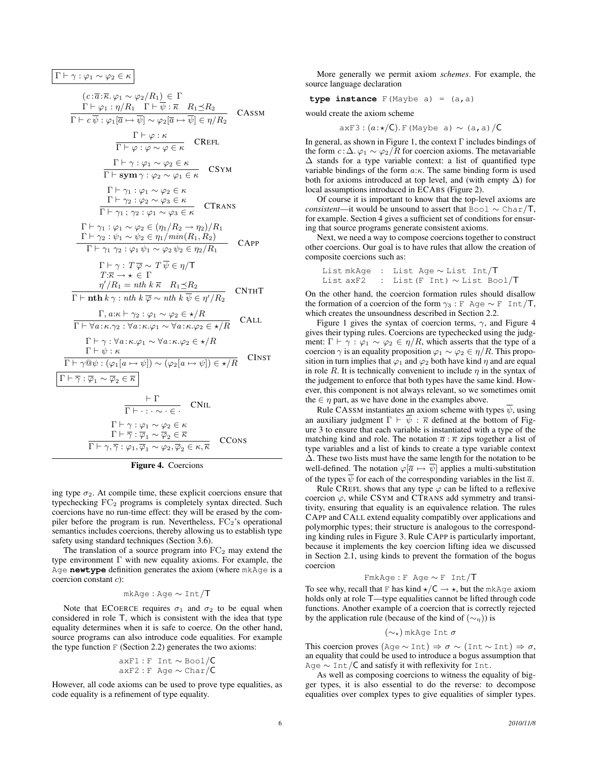$$\boxed{\Gamma \vdash \gamma : \varphi_1 \sim \varphi_2 \in \kappa}$$

$$\frac{(c{:}\overline{a}{:}\overline{\kappa}.\, \varphi_1 \sim \varphi_2/R_1) \in \Gamma \quad \Gamma \vdash \varphi_1 : \eta/R_1 \quad \Gamma \vdash \overline{\psi} : \overline{\kappa} \quad R_1 \preceq R_2}{\Gamma \vdash c\,\overline{\psi} : \varphi_1[\overline{a} \mapsto \overline{\psi}] \sim \varphi_2[\overline{a} \mapsto \overline{\psi}] \in \eta/R_2} \quad \text{CASSM}$$

$$\frac{\Gamma \vdash \varphi : \kappa}{\Gamma \vdash \varphi : \varphi \sim \varphi \in \kappa} \quad \text{CREFL}$$

$$\frac{\Gamma \vdash \gamma : \varphi_1 \sim \varphi_2 \in \kappa}{\Gamma \vdash \mathbf{sym}\,\gamma : \varphi_2 \sim \varphi_1 \in \kappa} \quad \text{CSYM}$$

$$\frac{\Gamma \vdash \gamma_1 : \varphi_1 \sim \varphi_2 \in \kappa \quad \Gamma \vdash \gamma_2 : \varphi_2 \sim \varphi_3 \in \kappa}{\Gamma \vdash \gamma_1 \,;\, \gamma_2 : \varphi_1 \sim \varphi_3 \in \kappa} \quad \text{CTRANS}$$

$$\frac{\Gamma \vdash \gamma_1 : \varphi_1 \sim \varphi_2 \in (\eta_1/R_2 \to \eta_2)/R_1 \quad \Gamma \vdash \gamma_2 : \psi_1 \sim \psi_2 \in \eta_1/min(R_1, R_2)}{\Gamma \vdash \gamma_1\,\gamma_2 : \varphi_1\,\psi_1 \sim \varphi_2\,\psi_2 \in \eta_2/R_1} \quad \text{CAPP}$$

$$\frac{\Gamma \vdash \gamma : T\,\overline{\varphi} \sim T\,\overline{\psi} \in \eta/\mathsf{T} \quad T{:}\overline{\kappa} \to \star \in \Gamma \quad \eta'/R_1 = nth\;k\;\overline{\kappa} \quad R_1 \preceq R_2}{\Gamma \vdash \mathbf{nth}\,k\,\gamma : nth\;k\;\overline{\varphi} \sim nth\;k\;\overline{\psi} \in \eta'/R_2} \quad \text{CNTHT}$$

$$\frac{\Gamma, a{:}\kappa \vdash \gamma_2 : \varphi_1 \sim \varphi_2 \in \star/R}{\Gamma \vdash \forall a{:}\kappa.\gamma_2 : \forall a{:}\kappa.\varphi_1 \sim \forall a{:}\kappa.\varphi_2 \in \star/R} \quad \text{CALL}$$

$$\frac{\Gamma \vdash \gamma : \forall a{:}\kappa.\varphi_1 \sim \forall a{:}\kappa.\varphi_2 \in \star/R \quad \Gamma \vdash \psi : \kappa}{\Gamma \vdash \gamma@\psi : (\varphi_1[a \mapsto \psi]) \sim (\varphi_2[a \mapsto \psi]) \in \star/R} \quad \text{CINST}$$

$$\boxed{\Gamma \vdash \overline{\gamma} : \overline{\varphi}_1 \sim \overline{\varphi}_2 \in \overline{\kappa}}$$

$$\frac{\vdash \Gamma}{\Gamma \vdash \cdot : \cdot \sim \cdot \in \cdot} \quad \text{CNIL}$$

$$\frac{\Gamma \vdash \gamma : \varphi_1 \sim \varphi_2 \in \kappa \quad \Gamma \vdash \overline{\gamma} : \overline{\varphi}_1 \sim \overline{\varphi}_2 \in \overline{\kappa}}{\Gamma \vdash \gamma, \overline{\gamma} : \varphi_1, \overline{\varphi}_1 \sim \varphi_2, \overline{\varphi}_2 \in \kappa, \overline{\kappa}} \quad \text{CCONS}$$

**Figure 4.** Coercions

ing type $\sigma_2$. At compile time, these explicit coercions ensure that typechecking $\mathrm{FC}_2$ programs is completely syntax directed. Such coercions have no run-time effect: they will be erased by the compiler before the program is run. Nevertheless, $\mathrm{FC}_2$'s operational semantics includes coercions, thereby allowing us to establish type safety using standard techniques (Section 3.6).

The translation of a source program into $\mathrm{FC}_2$ may extend the type environment $\Gamma$ with new equality axioms. For example, the `Age` **newtype** definition generates the axiom (where `mkAge` is a coercion constant $c$):

$$\texttt{mkAge} : \texttt{Age} \sim \texttt{Int}/\mathsf{T}$$

Note that ECOERCE requires $\sigma_1$ and $\sigma_2$ to be equal when considered in role $\mathsf{T}$, which is consistent with the idea that type equality determines when it is safe to coerce. On the other hand, source programs can also introduce code equalities. For example the type function `F` (Section 2.2) generates the two axioms:

$$\texttt{axF1} : \texttt{F Int} \sim \texttt{Bool}/\mathsf{C}$$
$$\texttt{axF2} : \texttt{F Age} \sim \texttt{Char}/\mathsf{C}$$

However, all code axioms can be used to prove type equalities, as code equality is a refinement of type equality.

More generally we permit axiom *schemes*. For example, the source language declaration

```
type instance F(Maybe a) = (a,a)
```

would create the axiom scheme

$$\texttt{axF3} : (a{:}\star/\mathsf{C}).\,\texttt{F(Maybe a)} \sim \texttt{(a,a)}/\mathsf{C}$$

In general, as shown in Figure 1, the context $\Gamma$ includes bindings of the form $c{:}\Delta.\,\varphi_1 \sim \varphi_2/R$ for coercion axioms. The metavariable $\Delta$ stands for a type variable context: a list of quantified type variable bindings of the form $a{:}\kappa$. The same binding form is used both for axioms introduced at top level, and (with empty $\Delta$) for local assumptions introduced in ECABS (Figure 2).

Of course it is important to know that the top-level axioms are *consistent*—it would be unsound to assert that `Bool` $\sim$ `Char`$/\mathsf{T}$, for example. Section 4 gives a sufficient set of conditions for ensuring that source programs generate consistent axioms.

Next, we need a way to compose coercions together to construct other coercions. Our goal is to have rules that allow the creation of composite coercions such as:

```
List mkAge  :  List Age ~ List Int/T
List axF2   :  List(F Int) ~ List Bool/T
```

On the other hand, the coercion formation rules should disallow the formation of a coercion of the form $\gamma_3$ : `F Age` $\sim$ `F Int`$/\mathsf{T}$, which creates the unsoundness described in Section 2.2.

Figure 1 gives the syntax of coercion terms, $\gamma$, and Figure 4 gives their typing rules. Coercions are typechecked using the judgment: $\Gamma \vdash \gamma : \varphi_1 \sim \varphi_2 \in \eta/R$, which asserts that the type of a coercion $\gamma$ is an equality proposition $\varphi_1 \sim \varphi_2 \in \eta/R$. This proposition in turn implies that $\varphi_1$ and $\varphi_2$ both have kind $\eta$ and are equal in role $R$. It is technically convenient to include $\eta$ in the syntax of the judgement to enforce that both types have the same kind. However, this component is not always relevant, so we sometimes omit the $\in \eta$ part, as we have done in the examples above.

Rule CASSM instantiates an axiom scheme with types $\overline{\psi}$, using an auxiliary judgment $\Gamma \vdash \overline{\psi} : \overline{\kappa}$ defined at the bottom of Figure 3 to ensure that each variable is instantiated with a type of the matching kind and role. The notation $\overline{a} : \overline{\kappa}$ zips together a list of type variables and a list of kinds to create a type variable context $\Delta$. These two lists must have the same length for the notation to be well-defined. The notation $\varphi[\overline{a} \mapsto \overline{\psi}]$ applies a multi-substitution of the types $\overline{\psi}$ for each of the corresponding variables in the list $\overline{a}$.

Rule CREFL shows that any type $\varphi$ can be lifted to a reflexive coercion $\varphi$, while CSYM and CTRANS add symmetry and transitivity, ensuring that equality is an equivalence relation. The rules CAPP and CALL extend equality compatibly over applications and polymorphic types; their structure is analogous to the corresponding kinding rules in Figure 3. Rule CAPP is particularly important, because it implements the key coercion lifting idea we discussed in Section 2.1, using kinds to prevent the formation of the bogus coercion

$$\texttt{FmkAge} : \texttt{F Age} \sim \texttt{F Int}/\mathsf{T}$$

To see why, recall that `F` has kind $\star/\mathsf{C} \to \star$, but the `mkAge` axiom holds only at role $\mathsf{T}$—type equalities cannot be lifted through code functions. Another example of a coercion that is correctly rejected by the application rule (because of the kind of $(\sim_\eta)$) is

$$(\sim_\star)\;\texttt{mkAge Int}\;\sigma$$

This coercion proves $(\texttt{Age} \sim \texttt{Int}) \Rightarrow \sigma \sim (\texttt{Int} \sim \texttt{Int}) \Rightarrow \sigma$, an equality that could be used to introduce a bogus assumption that `Age` $\sim$ `Int`$/\mathsf{C}$ and satisfy it with reflexivity for `Int`.

As well as composing coercions to witness the equality of bigger types, it is also essential to do the reverse: to decompose equalities over complex types to give equalities of simpler types.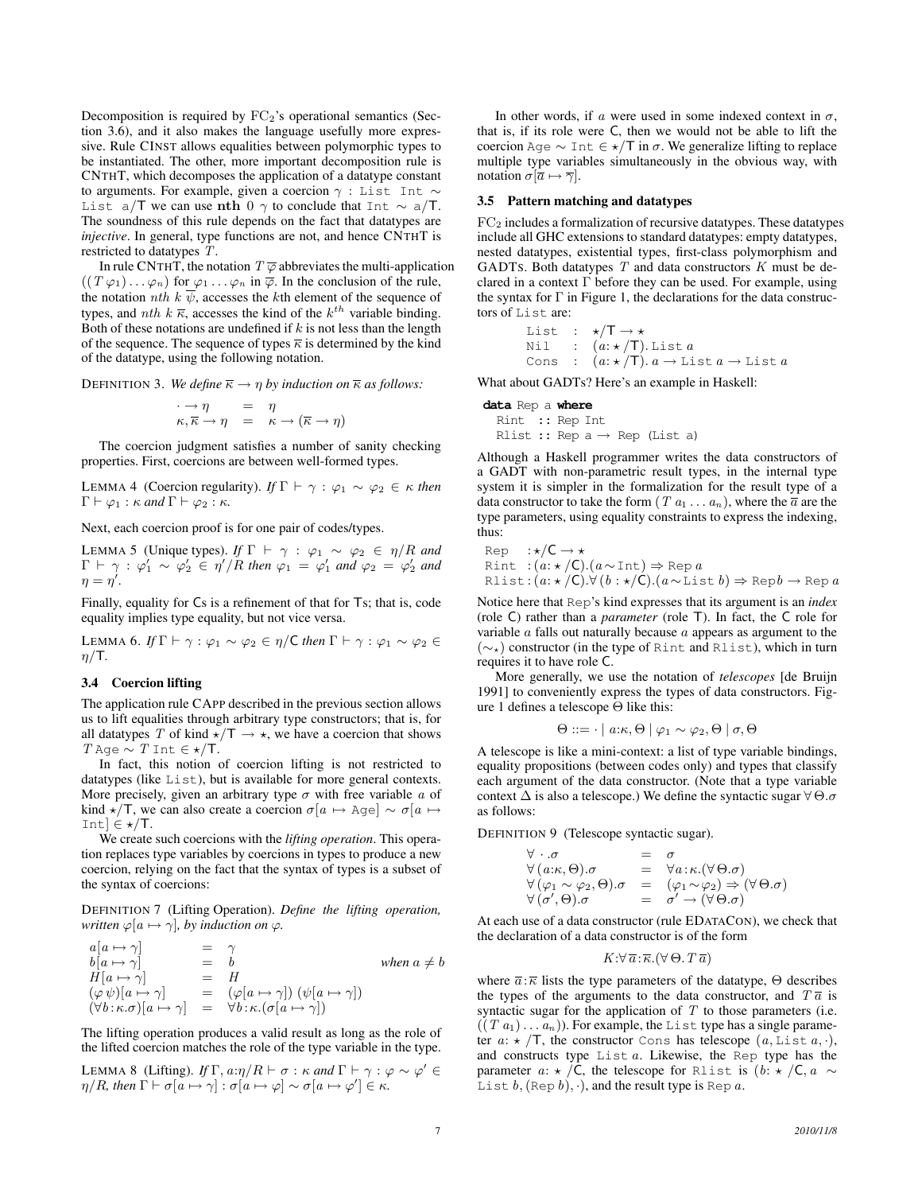Decomposition is required by $\mathrm{FC}_2$'s operational semantics (Section 3.6), and it also makes the language usefully more expressive. Rule CINST allows equalities between polymorphic types to be instantiated. The other, more important decomposition rule is CNTHT, which decomposes the application of a datatype constant to arguments. For example, given a coercion $\gamma$ : `List Int` $\sim$ `List a`/T we can use $\mathbf{nth}\ 0\ \gamma$ to conclude that `Int` $\sim$ `a`/T. The soundness of this rule depends on the fact that datatypes are *injective*. In general, type functions are not, and hence CNTHT is restricted to datatypes $T$.

In rule CNTHT, the notation $T\,\overline{\varphi}$ abbreviates the multi-application $((T\,\varphi_1)\ldots\varphi_n)$ for $\varphi_1\ldots\varphi_n$ in $\overline{\varphi}$. In the conclusion of the rule, the notation $nth\ k\ \overline{\psi}$, accesses the $k$th element of the sequence of types, and $nth\ k\ \overline{\kappa}$, accesses the kind of the $k^{th}$ variable binding. Both of these notations are undefined if $k$ is not less than the length of the sequence. The sequence of types $\overline{\kappa}$ is determined by the kind of the datatype, using the following notation.

DEFINITION 3. *We define $\overline{\kappa} \rightarrow \eta$ by induction on $\overline{\kappa}$ as follows:*

$$
\begin{array}{lcl}
\cdot \rightarrow \eta & = & \eta \\
\kappa, \overline{\kappa} \rightarrow \eta & = & \kappa \rightarrow (\overline{\kappa} \rightarrow \eta)
\end{array}
$$

The coercion judgment satisfies a number of sanity checking properties. First, coercions are between well-formed types.

LEMMA 4 (Coercion regularity). *If $\Gamma \vdash \gamma : \varphi_1 \sim \varphi_2 \in \kappa$ then $\Gamma \vdash \varphi_1 : \kappa$ and $\Gamma \vdash \varphi_2 : \kappa$.*

Next, each coercion proof is for one pair of codes/types.

LEMMA 5 (Unique types). *If $\Gamma \vdash \gamma : \varphi_1 \sim \varphi_2 \in \eta/R$ and $\Gamma \vdash \gamma : \varphi_1' \sim \varphi_2' \in \eta'/R$ then $\varphi_1 = \varphi_1'$ and $\varphi_2 = \varphi_2'$ and $\eta = \eta'$.*

Finally, equality for Cs is a refinement of that for Ts; that is, code equality implies type equality, but not vice versa.

LEMMA 6. *If $\Gamma \vdash \gamma : \varphi_1 \sim \varphi_2 \in \eta/\mathsf{C}$ then $\Gamma \vdash \gamma : \varphi_1 \sim \varphi_2 \in \eta/\mathsf{T}$.*

### 3.4 Coercion lifting

The application rule CAPP described in the previous section allows us to lift equalities through arbitrary type constructors; that is, for all datatypes $T$ of kind $\star/\mathsf{T} \rightarrow \star$, we have a coercion that shows $T$ `Age` $\sim T$ `Int` $\in \star/\mathsf{T}$.

In fact, this notion of coercion lifting is not restricted to datatypes (like `List`), but is available for more general contexts. More precisely, given an arbitrary type $\sigma$ with free variable $a$ of kind $\star/\mathsf{T}$, we can also create a coercion $\sigma[a \mapsto \texttt{Age}] \sim \sigma[a \mapsto \texttt{Int}] \in \star/\mathsf{T}$.

We create such coercions with the *lifting operation*. This operation replaces type variables by coercions in types to produce a new coercion, relying on the fact that the syntax of types is a subset of the syntax of coercions:

DEFINITION 7 (Lifting Operation). *Define the lifting operation, written $\varphi[a \mapsto \gamma]$, by induction on $\varphi$.*

$$
\begin{array}{lcll}
a[a \mapsto \gamma] & = & \gamma & \\
b[a \mapsto \gamma] & = & b & \text{when } a \neq b \\
H[a \mapsto \gamma] & = & H & \\
(\varphi\,\psi)[a \mapsto \gamma] & = & (\varphi[a \mapsto \gamma])\ (\psi[a \mapsto \gamma]) & \\
(\forall b{:}\kappa.\sigma)[a \mapsto \gamma] & = & \forall b{:}\kappa.(\sigma[a \mapsto \gamma]) &
\end{array}
$$

The lifting operation produces a valid result as long as the role of the lifted coercion matches the role of the type variable in the type.

LEMMA 8 (Lifting). *If $\Gamma, a{:}\eta/R \vdash \sigma : \kappa$ and $\Gamma \vdash \gamma : \varphi \sim \varphi' \in \eta/R$, then $\Gamma \vdash \sigma[a \mapsto \gamma] : \sigma[a \mapsto \varphi] \sim \sigma[a \mapsto \varphi'] \in \kappa$.*

In other words, if $a$ were used in some indexed context in $\sigma$, that is, if its role were C, then we would not be able to lift the coercion `Age` $\sim$ `Int` $\in \star/\mathsf{T}$ in $\sigma$. We generalize lifting to replace multiple type variables simultaneously in the obvious way, with notation $\sigma[\overline{a} \mapsto \overline{\gamma}]$.

### 3.5 Pattern matching and datatypes

$\mathrm{FC}_2$ includes a formalization of recursive datatypes. These datatypes include all GHC extensions to standard datatypes: empty datatypes, nested datatypes, existential types, first-class polymorphism and GADTs. Both datatypes $T$ and data constructors $K$ must be declared in a context $\Gamma$ before they can be used. For example, using the syntax for $\Gamma$ in Figure 1, the declarations for the data constructors of `List` are:

$$
\begin{array}{lcl}
\texttt{List} & : & \star/\mathsf{T} \rightarrow \star \\
\texttt{Nil} & : & (a{:}\star/\mathsf{T}).\,\texttt{List}\ a \\
\texttt{Cons} & : & (a{:}\star/\mathsf{T}).\ a \rightarrow \texttt{List}\ a \rightarrow \texttt{List}\ a
\end{array}
$$

What about GADTs? Here's an example in Haskell:

```
data Rep a where
  Rint  :: Rep Int
  Rlist :: Rep a → Rep (List a)
```

Although a Haskell programmer writes the data constructors of a GADT with non-parametric result types, in the internal type system it is simpler in the formalization for the result type of a data constructor to take the form $(T\ a_1 \ldots a_n)$, where the $\overline{a}$ are the type parameters, using equality constraints to express the indexing, thus:

$$
\begin{array}{ll}
\texttt{Rep} & : \star/\mathsf{C} \rightarrow \star \\
\texttt{Rint} & : (a{:}\star/\mathsf{C}).(a \sim \texttt{Int}) \Rightarrow \texttt{Rep}\ a \\
\texttt{Rlist} & : (a{:}\star/\mathsf{C}).\forall (b:\star/\mathsf{C}).(a \sim \texttt{List}\ b) \Rightarrow \texttt{Rep} b \rightarrow \texttt{Rep}\ a
\end{array}
$$

Notice here that `Rep`'s kind expresses that its argument is an *index* (role C) rather than a *parameter* (role T). In fact, the C role for variable $a$ falls out naturally because $a$ appears as argument to the $(\sim_\star)$ constructor (in the type of `Rint` and `Rlist`), which in turn requires it to have role C.

More generally, we use the notation of *telescopes* [de Bruijn 1991] to conveniently express the types of data constructors. Figure 1 defines a telescope $\Theta$ like this:

$$
\Theta ::= \cdot \mid a{:}\kappa, \Theta \mid \varphi_1 \sim \varphi_2, \Theta \mid \sigma, \Theta
$$

A telescope is like a mini-context: a list of type variable bindings, equality propositions (between codes only) and types that classify each argument of the data constructor. (Note that a type variable context $\Delta$ is also a telescope.) We define the syntactic sugar $\forall\,\Theta.\sigma$ as follows:

DEFINITION 9 (Telescope syntactic sugar).

$$
\begin{array}{lcl}
\forall\ \cdot.\sigma & = & \sigma \\
\forall\,(a{:}\kappa, \Theta).\sigma & = & \forall a{:}\kappa.(\forall\,\Theta.\sigma) \\
\forall\,(\varphi_1 \sim \varphi_2, \Theta).\sigma & = & (\varphi_1 \sim \varphi_2) \Rightarrow (\forall\,\Theta.\sigma) \\
\forall\,(\sigma', \Theta).\sigma & = & \sigma' \rightarrow (\forall\,\Theta.\sigma)
\end{array}
$$

At each use of a data constructor (rule EDATACON), we check that the declaration of a data constructor is of the form

$$
K{:}\forall\,\overline{a}{:}\overline{\kappa}.(\forall\,\Theta.\,T\,\overline{a})
$$

where $\overline{a}{:}\overline{\kappa}$ lists the type parameters of the datatype, $\Theta$ describes the types of the arguments to the data constructor, and $T\,\overline{a}$ is syntactic sugar for the application of $T$ to those parameters (i.e. $((T\ a_1)\ldots a_n)$). For example, the `List` type has a single parameter $a{:}\ \star/\mathsf{T}$, the constructor `Cons` has telescope $(a, \texttt{List}\ a, \cdot)$, and constructs type `List` $a$. Likewise, the `Rep` type has the parameter $a{:}\ \star/\mathsf{C}$, the telescope for `Rlist` is $(b{:}\ \star/\mathsf{C}, a \sim \texttt{List}\ b, (\texttt{Rep}\ b), \cdot)$, and the result type is `Rep` $a$.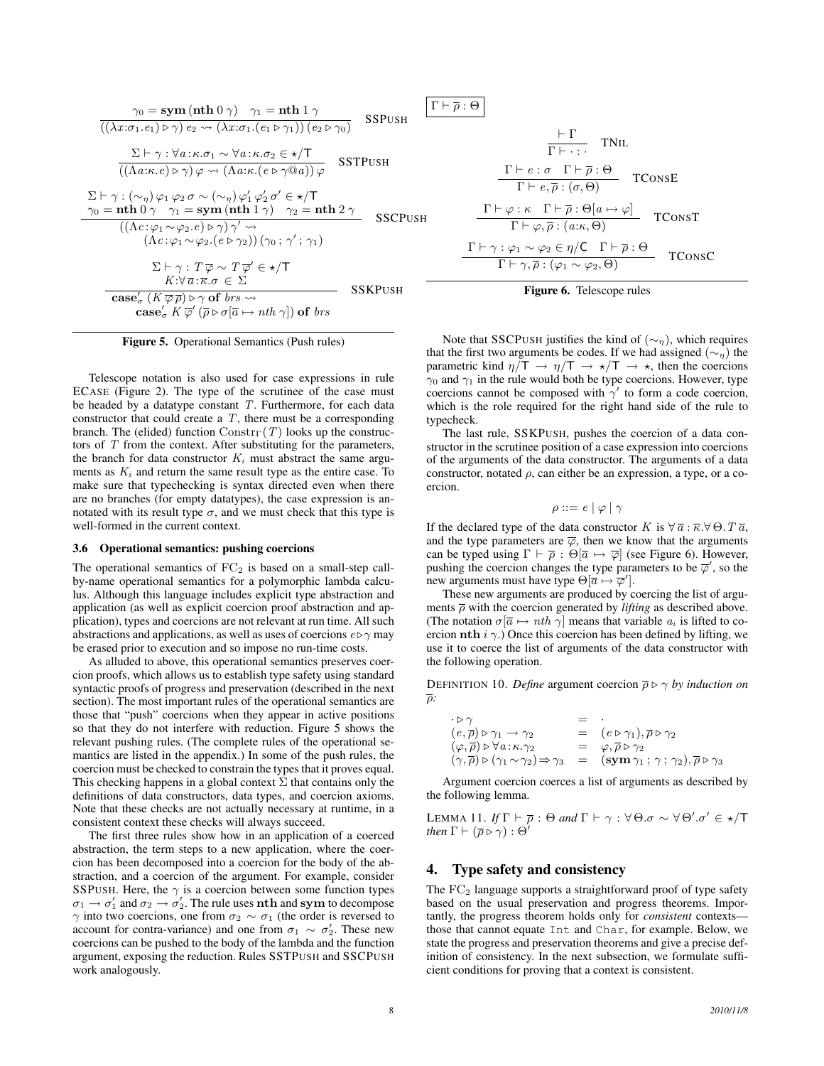$$\frac{\gamma_0 = \mathbf{sym}\,(\mathbf{nth}\;0\;\gamma) \quad \gamma_1 = \mathbf{nth}\;1\;\gamma}{((\lambda x{:}\sigma_1.e_1) \triangleright \gamma)\; e_2 \rightsquigarrow (\lambda x{:}\sigma_1.(e_1 \triangleright \gamma_1))\,(e_2 \triangleright \gamma_0)} \quad \text{SSPUSH}$$

$$\frac{\Sigma \vdash \gamma : \forall a{:}\kappa.\sigma_1 \sim \forall a{:}\kappa.\sigma_2 \in \star/\mathsf{T}}{((\Lambda a{:}\kappa.e) \triangleright \gamma)\,\varphi \rightsquigarrow (\Lambda a{:}\kappa.(e \triangleright \gamma @ a))\,\varphi} \quad \text{SSTPUSH}$$

$$\frac{\begin{array}{c}\Sigma \vdash \gamma : (\sim_\eta)\,\varphi_1\,\varphi_2\,\sigma \sim (\sim_\eta)\,\varphi_1'\,\varphi_2'\,\sigma' \in \star/\mathsf{T} \\ \gamma_0 = \mathbf{nth}\;0\;\gamma \quad \gamma_1 = \mathbf{sym}\,(\mathbf{nth}\;1\;\gamma) \quad \gamma_2 = \mathbf{nth}\;2\;\gamma\end{array}}{\begin{array}{c}((\Lambda c{:}\varphi_1 \sim \varphi_2.e) \triangleright \gamma)\,\gamma' \rightsquigarrow \\ (\Lambda c{:}\varphi_1 \sim \varphi_2.(e \triangleright \gamma_2))\,(\gamma_0\,;\,\gamma'\,;\,\gamma_1)\end{array}} \quad \text{SSCPUSH}$$

$$\frac{\begin{array}{c}\Sigma \vdash \gamma : T\,\overline{\varphi} \sim T\,\overline{\varphi}' \in \star/\mathsf{T} \\ K{:}\forall \overline{a}{:}\overline{\kappa}.\sigma \in \Sigma\end{array}}{\begin{array}{c}\mathbf{case}'_\sigma\,(K\,\overline{\varphi}\,\overline{\rho}) \triangleright \gamma\;\mathbf{of}\;brs \rightsquigarrow \\ \mathbf{case}'_\sigma\,K\,\overline{\varphi}'\,(\overline{\rho} \triangleright \sigma[\overline{a} \mapsto nth\;\gamma])\;\mathbf{of}\;brs\end{array}} \quad \text{SSKPUSH}$$

**Figure 5.** Operational Semantics (Push rules)

$\boxed{\Gamma \vdash \overline{\rho} : \Theta}$

$$\frac{\vdash \Gamma}{\Gamma \vdash \cdot : \cdot} \quad \text{TNIL}$$

$$\frac{\Gamma \vdash e : \sigma \quad \Gamma \vdash \overline{\rho} : \Theta}{\Gamma \vdash e, \overline{\rho} : (\sigma, \Theta)} \quad \text{TCONSE}$$

$$\frac{\Gamma \vdash \varphi : \kappa \quad \Gamma \vdash \overline{\rho} : \Theta[a \mapsto \varphi]}{\Gamma \vdash \varphi, \overline{\rho} : (a{:}\kappa, \Theta)} \quad \text{TCONST}$$

$$\frac{\Gamma \vdash \gamma : \varphi_1 \sim \varphi_2 \in \eta/\mathsf{C} \quad \Gamma \vdash \overline{\rho} : \Theta}{\Gamma \vdash \gamma, \overline{\rho} : (\varphi_1 \sim \varphi_2, \Theta)} \quad \text{TCONSC}$$

**Figure 6.** Telescope rules

Telescope notation is also used for case expressions in rule ECASE (Figure 2). The type of the scrutinee of the case must be headed by a datatype constant $T$. Furthermore, for each data constructor that could create a $T$, there must be a corresponding branch. The (elided) function $\mathrm{Constr}_\Gamma(T)$ looks up the constructors of $T$ from the context. After substituting for the parameters, the branch for data constructor $K_i$ must abstract the same arguments as $K_i$ and return the same result type as the entire case. To make sure that typechecking is syntax directed even when there are no branches (for empty datatypes), the case expression is annotated with its result type $\sigma$, and we must check that this type is well-formed in the current context.

### 3.6 Operational semantics: pushing coercions

The operational semantics of $\mathrm{FC}_2$ is based on a small-step call-by-name operational semantics for a polymorphic lambda calculus. Although this language includes explicit type abstraction and application (as well as explicit coercion proof abstraction and application), types and coercions are not relevant at run time. All such abstractions and applications, as well as uses of coercions $e \triangleright \gamma$ may be erased prior to execution and so impose no run-time costs.

As alluded to above, this operational semantics preserves coercion proofs, which allows us to establish type safety using standard syntactic proofs of progress and preservation (described in the next section). The most important rules of the operational semantics are those that "push" coercions when they appear in active positions so that they do not interfere with reduction. Figure 5 shows the relevant pushing rules. (The complete rules of the operational semantics are listed in the appendix.) In some of the push rules, the coercion must be checked to constrain the types that it proves equal. This checking happens in a global context $\Sigma$ that contains only the definitions of data constructors, data types, and coercion axioms. Note that these checks are not actually necessary at runtime, in a consistent context these checks will always succeed.

The first three rules show how in an application of a coerced abstraction, the term steps to a new application, where the coercion has been decomposed into a coercion for the body of the abstraction, and a coercion of the argument. For example, consider SSPUSH. Here, the $\gamma$ is a coercion between some function types $\sigma_1 \to \sigma_1'$ and $\sigma_2 \to \sigma_2'$. The rule uses $\mathbf{nth}$ and $\mathbf{sym}$ to decompose $\gamma$ into two coercions, one from $\sigma_2 \sim \sigma_1$ (the order is reversed to account for contra-variance) and one from $\sigma_1 \sim \sigma_2'$. These new coercions can be pushed to the body of the lambda and the function argument, exposing the reduction. Rules SSTPUSH and SSCPUSH work analogously.

Note that SSCPUSH justifies the kind of $(\sim_\eta)$, which requires that the first two arguments be codes. If we had assigned $(\sim_\eta)$ the parametric kind $\eta/\mathsf{T} \to \eta/\mathsf{T} \to \star/\mathsf{T} \to \star$, then the coercions $\gamma_0$ and $\gamma_1$ in the rule would both be type coercions. However, type coercions cannot be composed with $\gamma'$ to form a code coercion, which is the role required for the right hand side of the rule to typecheck.

The last rule, SSKPUSH, pushes the coercion of a data constructor in the scrutinee position of a case expression into coercions of the arguments of the data constructor. The arguments of a data constructor, notated $\rho$, can either be an expression, a type, or a coercion.

$$\rho ::= e \mid \varphi \mid \gamma$$

If the declared type of the data constructor $K$ is $\forall \overline{a} : \overline{\kappa}.\forall \Theta.T\,\overline{a}$, and the type parameters are $\overline{\varphi}$, then we know that the arguments can be typed using $\Gamma \vdash \overline{\rho} : \Theta[\overline{a} \mapsto \overline{\varphi}]$ (see Figure 6). However, pushing the coercion changes the type parameters to be $\overline{\varphi}'$, so the new arguments must have type $\Theta[\overline{a} \mapsto \overline{\varphi}']$.

These new arguments are produced by coercing the list of arguments $\overline{\rho}$ with the coercion generated by *lifting* as described above. (The notation $\sigma[\overline{a} \mapsto nth\;\gamma]$ means that variable $a_i$ is lifted to coercion $\mathbf{nth}\;i\;\gamma$.) Once this coercion has been defined by lifting, we use it to coerce the list of arguments of the data constructor with the following operation.

DEFINITION 10. *Define* argument coercion $\overline{\rho} \triangleright \gamma$ *by induction on* $\overline{\rho}$*:*

$$\begin{array}{lcl}
\cdot \triangleright \gamma & = & \cdot \\
(e, \overline{\rho}) \triangleright \gamma_1 \to \gamma_2 & = & (e \triangleright \gamma_1), \overline{\rho} \triangleright \gamma_2 \\
(\varphi, \overline{\rho}) \triangleright \forall a : \kappa.\gamma_2 & = & \varphi, \overline{\rho} \triangleright \gamma_2 \\
(\gamma, \overline{\rho}) \triangleright (\gamma_1 \sim \gamma_2) \Rightarrow \gamma_3 & = & (\mathbf{sym}\,\gamma_1\,;\,\gamma\,;\,\gamma_2), \overline{\rho} \triangleright \gamma_3
\end{array}$$

Argument coercion coerces a list of arguments as described by the following lemma.

LEMMA 11. *If* $\Gamma \vdash \overline{\rho} : \Theta$ *and* $\Gamma \vdash \gamma : \forall \Theta.\sigma \sim \forall \Theta'.\sigma' \in \star/\mathsf{T}$ *then* $\Gamma \vdash (\overline{\rho} \triangleright \gamma) : \Theta'$

## 4. Type safety and consistency

The $\mathrm{FC}_2$ language supports a straightforward proof of type safety based on the usual preservation and progress theorems. Importantly, the progress theorem holds only for *consistent* contexts—those that cannot equate `Int` and `Char`, for example. Below, we state the progress and preservation theorems and give a precise definition of consistency. In the next subsection, we formulate sufficient conditions for proving that a context is consistent.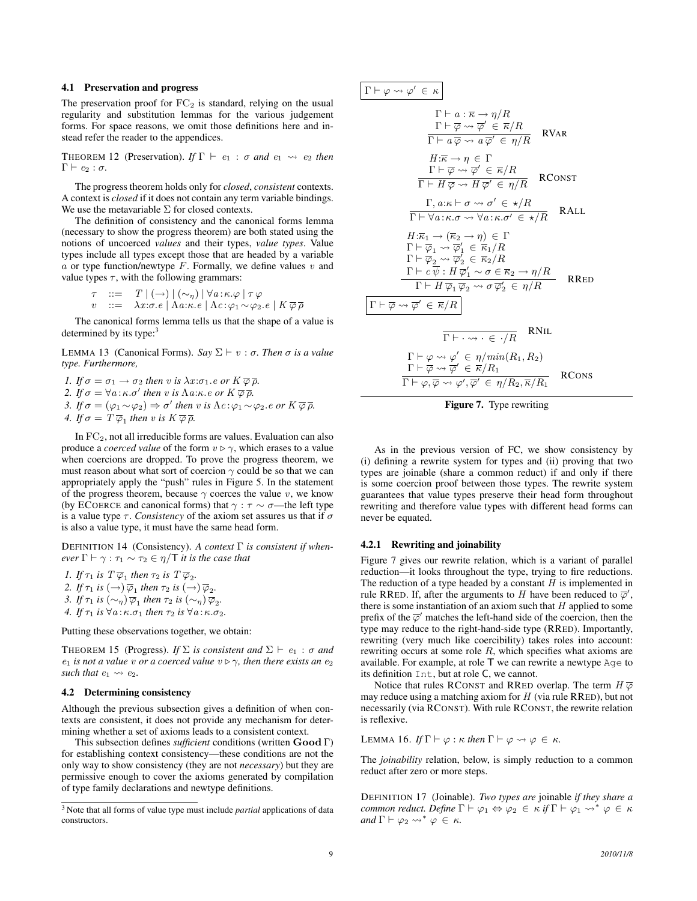### 4.1 Preservation and progress

The preservation proof for $\mathrm{FC}_2$ is standard, relying on the usual regularity and substitution lemmas for the various judgement forms. For space reasons, we omit those definitions here and instead refer the reader to the appendices.

THEOREM 12 (Preservation). *If* $\Gamma \vdash e_1 : \sigma$ *and* $e_1 \leadsto e_2$ *then* $\Gamma \vdash e_2 : \sigma$.

The progress theorem holds only for *closed*, *consistent* contexts. A context is *closed* if it does not contain any term variable bindings. We use the metavariable $\Sigma$ for closed contexts.

The definition of consistency and the canonical forms lemma (necessary to show the progress theorem) are both stated using the notions of uncoerced *values* and their types, *value types*. Value types include all types except those that are headed by a variable $a$ or type function/newtype $F$. Formally, we define values $v$ and value types $\tau$, with the following grammars:

$$\begin{array}{lcl} \tau & ::= & T \mid (\rightarrow) \mid (\sim_\eta) \mid \forall a{:}\kappa.\varphi \mid \tau\,\varphi \\ v & ::= & \lambda x{:}\sigma.e \mid \Lambda a{:}\kappa.e \mid \Lambda c{:}\varphi_1 \sim \varphi_2.e \mid K\,\overline{\varphi}\,\overline{\rho} \end{array}$$

The canonical forms lemma tells us that the shape of a value is determined by its type:[3]

LEMMA 13 (Canonical Forms). *Say* $\Sigma \vdash v : \sigma$. *Then* $\sigma$ *is a value type. Furthermore,*

1. *If* $\sigma = \sigma_1 \rightarrow \sigma_2$ *then* $v$ *is* $\lambda x{:}\sigma_1.e$ *or* $K\,\overline{\varphi}\,\overline{\rho}$.
2. *If* $\sigma = \forall a{:}\kappa.\sigma'$ *then* $v$ *is* $\Lambda a{:}\kappa.e$ *or* $K\,\overline{\varphi}\,\overline{\rho}$.
3. *If* $\sigma = (\varphi_1 \sim \varphi_2) \Rightarrow \sigma'$ *then* $v$ *is* $\Lambda c{:}\varphi_1 \sim \varphi_2.e$ *or* $K\,\overline{\varphi}\,\overline{\rho}$.
4. *If* $\sigma = T\,\overline{\varphi}_1$ *then* $v$ *is* $K\,\overline{\varphi}\,\overline{\rho}$.

In $\mathrm{FC}_2$, not all irreducible forms are values. Evaluation can also produce a *coerced value* of the form $v \rhd \gamma$, which erases to a value when coercions are dropped. To prove the progress theorem, we must reason about what sort of coercion $\gamma$ could be so that we can appropriately apply the "push" rules in Figure 5. In the statement of the progress theorem, because $\gamma$ coerces the value $v$, we know (by ECOERCE and canonical forms) that $\gamma : \tau \sim \sigma$—the left type is a value type $\tau$. *Consistency* of the axiom set assures us that if $\sigma$ is also a value type, it must have the same head form.

DEFINITION 14 (Consistency). *A context* $\Gamma$ *is consistent if whenever* $\Gamma \vdash \gamma : \tau_1 \sim \tau_2 \in \eta/\mathsf{T}$ *it is the case that*

1. *If* $\tau_1$ *is* $T\,\overline{\varphi}_1$ *then* $\tau_2$ *is* $T\,\overline{\varphi}_2$.
2. *If* $\tau_1$ *is* $(\rightarrow)\,\overline{\varphi}_1$ *then* $\tau_2$ *is* $(\rightarrow)\,\overline{\varphi}_2$.
3. *If* $\tau_1$ *is* $(\sim_\eta)\,\overline{\varphi}_1$ *then* $\tau_2$ *is* $(\sim_\eta)\,\overline{\varphi}_2$.
4. *If* $\tau_1$ *is* $\forall a{:}\kappa.\sigma_1$ *then* $\tau_2$ *is* $\forall a{:}\kappa.\sigma_2$.

Putting these observations together, we obtain:

THEOREM 15 (Progress). *If* $\Sigma$ *is consistent and* $\Sigma \vdash e_1 : \sigma$ *and* $e_1$ *is not a value* $v$ *or a coerced value* $v \rhd \gamma$, *then there exists an* $e_2$ *such that* $e_1 \leadsto e_2$.

### 4.2 Determining consistency

Although the previous subsection gives a definition of when contexts are consistent, it does not provide any mechanism for determining whether a set of axioms leads to a consistent context.

This subsection defines *sufficient* conditions (written $\mathbf{Good}\,\Gamma$) for establishing context consistency—these conditions are not the only way to show consistency (they are not *necessary*) but they are permissive enough to cover the axioms generated by compilation of type family declarations and newtype definitions.

[3] Note that all forms of value type must include *partial* applications of data constructors.

$\boxed{\Gamma \vdash \varphi \leadsto \varphi' \in \kappa}$

$$\frac{\Gamma \vdash a : \overline{\kappa} \rightarrow \eta/R \qquad \Gamma \vdash \overline{\varphi} \leadsto \overline{\varphi}' \in \overline{\kappa}/R}{\Gamma \vdash a\,\overline{\varphi} \leadsto a\,\overline{\varphi}' \in \eta/R}\ \textsc{RVar}$$

$$\frac{H{:}\overline{\kappa} \rightarrow \eta \in \Gamma \qquad \Gamma \vdash \overline{\varphi} \leadsto \overline{\varphi}' \in \overline{\kappa}/R}{\Gamma \vdash H\,\overline{\varphi} \leadsto H\,\overline{\varphi}' \in \eta/R}\ \textsc{RConst}$$

$$\frac{\Gamma, a{:}\kappa \vdash \sigma \leadsto \sigma' \in \star/R}{\Gamma \vdash \forall a{:}\kappa.\sigma \leadsto \forall a{:}\kappa.\sigma' \in \star/R}\ \textsc{RAll}$$

$$\frac{\begin{array}{l} H{:}\overline{\kappa}_1 \rightarrow (\overline{\kappa}_2 \rightarrow \eta) \in \Gamma \\ \Gamma \vdash \overline{\varphi}_1 \leadsto \overline{\varphi}_1' \in \overline{\kappa}_1/R \\ \Gamma \vdash \overline{\varphi}_2 \leadsto \overline{\varphi}_2' \in \overline{\kappa}_2/R \\ \Gamma \vdash c\,\overline{\psi} : H\,\overline{\varphi}_1' \sim \sigma \in \overline{\kappa}_2 \rightarrow \eta/R \end{array}}{\Gamma \vdash H\,\overline{\varphi}_1\,\overline{\varphi}_2 \leadsto \sigma\,\overline{\varphi}_2' \in \eta/R}\ \textsc{RRed}$$

$\boxed{\Gamma \vdash \overline{\varphi} \leadsto \overline{\varphi}' \in \overline{\kappa}/R}$

$$\frac{}{\Gamma \vdash \cdot \leadsto \cdot \in \cdot/R}\ \textsc{RNil}$$

$$\frac{\Gamma \vdash \varphi \leadsto \varphi' \in \eta/min(R_1, R_2) \qquad \Gamma \vdash \overline{\varphi} \leadsto \overline{\varphi}' \in \overline{\kappa}/R_1}{\Gamma \vdash \varphi, \overline{\varphi} \leadsto \varphi', \overline{\varphi}' \in \eta/R_2, \overline{\kappa}/R_1}\ \textsc{RCons}$$

**Figure 7.** Type rewriting

As in the previous version of FC, we show consistency by (i) defining a rewrite system for types and (ii) proving that two types are joinable (share a common reduct) if and only if there is some coercion proof between those types. The rewrite system guarantees that value types preserve their head form throughout rewriting and therefore value types with different head forms can never be equated.

#### 4.2.1 Rewriting and joinability

Figure 7 gives our rewrite relation, which is a variant of parallel reduction—it looks throughout the type, trying to fire reductions. The reduction of a type headed by a constant $H$ is implemented in rule RRED. If, after the arguments to $H$ have been reduced to $\overline{\varphi}'$, there is some instantiation of an axiom such that $H$ applied to some prefix of the $\overline{\varphi}'$ matches the left-hand side of the coercion, then the type may reduce to the right-hand-side type (RRED). Importantly, rewriting (very much like coercibility) takes roles into account: rewriting occurs at some role $R$, which specifies what axioms are available. For example, at role $\mathsf{T}$ we can rewrite a newtype `Age` to its definition `Int`, but at role $\mathsf{C}$, we cannot.

Notice that rules RCONST and RRED overlap. The term $H\,\overline{\varphi}$ may reduce using a matching axiom for $H$ (via rule RRED), but not necessarily (via RCONST). With rule RCONST, the rewrite relation is reflexive.

LEMMA 16. *If* $\Gamma \vdash \varphi : \kappa$ *then* $\Gamma \vdash \varphi \leadsto \varphi \in \kappa$.

The *joinability* relation, below, is simply reduction to a common reduct after zero or more steps.

DEFINITION 17 (Joinable). *Two types are* joinable *if they share a common reduct. Define* $\Gamma \vdash \varphi_1 \Leftrightarrow \varphi_2 \in \kappa$ *if* $\Gamma \vdash \varphi_1 \leadsto^* \varphi \in \kappa$ *and* $\Gamma \vdash \varphi_2 \leadsto^* \varphi \in \kappa$.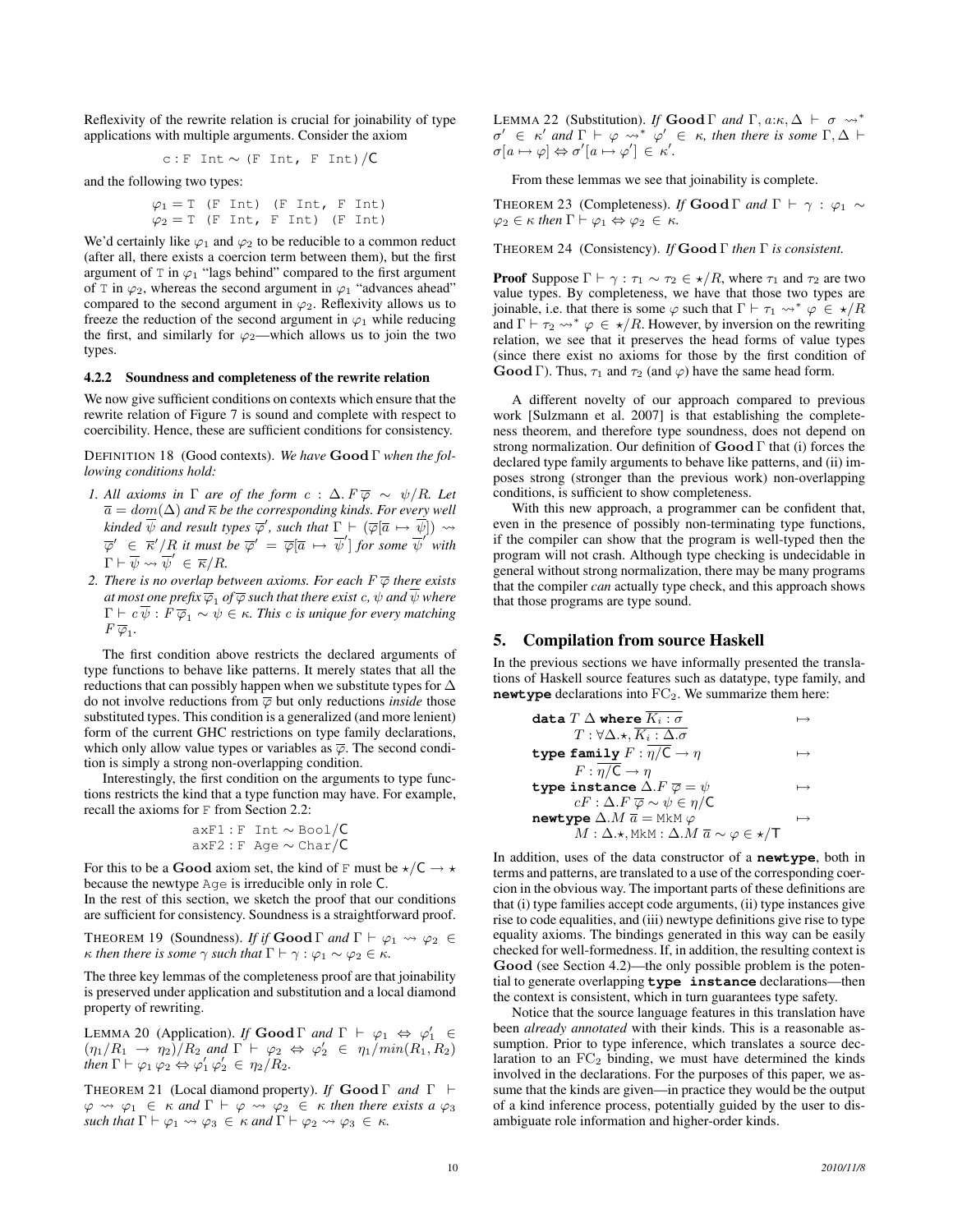Reflexivity of the rewrite relation is crucial for joinability of type applications with multiple arguments. Consider the axiom

$$\texttt{c:F Int} \sim \texttt{(F Int, F Int)}/\mathsf{C}$$

and the following two types:

$$\varphi_1 = \texttt{T (F Int) (F Int, F Int)}$$
$$\varphi_2 = \texttt{T (F Int, F Int) (F Int)}$$

We'd certainly like $\varphi_1$ and $\varphi_2$ to be reducible to a common reduct (after all, there exists a coercion term between them), but the first argument of `T` in $\varphi_1$ "lags behind" compared to the first argument of `T` in $\varphi_2$, whereas the second argument in $\varphi_1$ "advances ahead" compared to the second argument in $\varphi_2$. Reflexivity allows us to freeze the reduction of the second argument in $\varphi_1$ while reducing the first, and similarly for $\varphi_2$—which allows us to join the two types.

#### 4.2.2 Soundness and completeness of the rewrite relation

We now give sufficient conditions on contexts which ensure that the rewrite relation of Figure 7 is sound and complete with respect to coercibility. Hence, these are sufficient conditions for consistency.

DEFINITION 18 (Good contexts). *We have* $\mathbf{Good}\,\Gamma$ *when the following conditions hold:*

1. *All axioms in* $\Gamma$ *are of the form* $c : \Delta.\, F\,\overline{\varphi} \sim \psi/R$. *Let* $\overline{a} = dom(\Delta)$ *and* $\overline{\kappa}$ *be the corresponding kinds. For every well kinded* $\overline{\psi}$ *and result types* $\overline{\varphi}'$, *such that* $\Gamma \vdash (\overline{\varphi}[\overline{a} \mapsto \overline{\psi}]) \rightsquigarrow \overline{\varphi}' \in \overline{\kappa}'/R$ *it must be* $\overline{\varphi}' = \overline{\varphi}[\overline{a} \mapsto \overline{\psi}']$ *for some* $\overline{\psi}'$ *with* $\Gamma \vdash \overline{\psi} \rightsquigarrow \overline{\psi}' \in \overline{\kappa}/R$.
2. *There is no overlap between axioms. For each* $F\,\overline{\varphi}$ *there exists at most one prefix* $\overline{\varphi}_1$ *of* $\overline{\varphi}$ *such that there exist* $c$, $\psi$ *and* $\overline{\psi}$ *where* $\Gamma \vdash c\,\overline{\psi} : F\,\overline{\varphi}_1 \sim \psi \in \kappa$. *This* $c$ *is unique for every matching* $F\,\overline{\varphi}_1$.

The first condition above restricts the declared arguments of type functions to behave like patterns. It merely states that all the reductions that can possibly happen when we substitute types for $\Delta$ do not involve reductions from $\overline{\varphi}$ but only reductions *inside* those substituted types. This condition is a generalized (and more lenient) form of the current GHC restrictions on type family declarations, which only allow value types or variables as $\overline{\varphi}$. The second condition is simply a strong non-overlapping condition.

Interestingly, the first condition on the arguments to type functions restricts the kind that a type function may have. For example, recall the axioms for `F` from Section 2.2:

$$\texttt{axF1 : F Int} \sim \texttt{Bool}/\mathsf{C}$$
$$\texttt{axF2 : F Age} \sim \texttt{Char}/\mathsf{C}$$

For this to be a $\mathbf{Good}$ axiom set, the kind of `F` must be $\star/\mathsf{C} \to \star$ because the newtype `Age` is irreducible only in role $\mathsf{C}$.
In the rest of this section, we sketch the proof that our conditions are sufficient for consistency. Soundness is a straightforward proof.

THEOREM 19 (Soundness). *If if* $\mathbf{Good}\,\Gamma$ *and* $\Gamma \vdash \varphi_1 \rightsquigarrow \varphi_2 \in \kappa$ *then there is some* $\gamma$ *such that* $\Gamma \vdash \gamma : \varphi_1 \sim \varphi_2 \in \kappa$.

The three key lemmas of the completeness proof are that joinability is preserved under application and substitution and a local diamond property of rewriting.

LEMMA 20 (Application). *If* $\mathbf{Good}\,\Gamma$ *and* $\Gamma \vdash \varphi_1 \Leftrightarrow \varphi_1' \in (\eta_1/R_1 \to \eta_2)/R_2$ *and* $\Gamma \vdash \varphi_2 \Leftrightarrow \varphi_2' \in \eta_1/min(R_1, R_2)$ *then* $\Gamma \vdash \varphi_1\,\varphi_2 \Leftrightarrow \varphi_1'\,\varphi_2' \in \eta_2/R_2$.

THEOREM 21 (Local diamond property). *If* $\mathbf{Good}\,\Gamma$ *and* $\Gamma \vdash \varphi \rightsquigarrow \varphi_1 \in \kappa$ *and* $\Gamma \vdash \varphi \rightsquigarrow \varphi_2 \in \kappa$ *then there exists a* $\varphi_3$ *such that* $\Gamma \vdash \varphi_1 \rightsquigarrow \varphi_3 \in \kappa$ *and* $\Gamma \vdash \varphi_2 \rightsquigarrow \varphi_3 \in \kappa$.

LEMMA 22 (Substitution). *If* $\mathbf{Good}\,\Gamma$ *and* $\Gamma, a{:}\kappa, \Delta \vdash \sigma \rightsquigarrow^* \sigma' \in \kappa'$ *and* $\Gamma \vdash \varphi \rightsquigarrow^* \varphi' \in \kappa$, *then there is some* $\Gamma, \Delta \vdash \sigma[a \mapsto \varphi] \Leftrightarrow \sigma'[a \mapsto \varphi'] \in \kappa'$.

From these lemmas we see that joinability is complete.

THEOREM 23 (Completeness). *If* $\mathbf{Good}\,\Gamma$ *and* $\Gamma \vdash \gamma : \varphi_1 \sim \varphi_2 \in \kappa$ *then* $\Gamma \vdash \varphi_1 \Leftrightarrow \varphi_2 \in \kappa$.

THEOREM 24 (Consistency). *If* $\mathbf{Good}\,\Gamma$ *then* $\Gamma$ *is consistent.*

**Proof** Suppose $\Gamma \vdash \gamma : \tau_1 \sim \tau_2 \in \star/R$, where $\tau_1$ and $\tau_2$ are two value types. By completeness, we have that those two types are joinable, i.e. that there is some $\varphi$ such that $\Gamma \vdash \tau_1 \rightsquigarrow^* \varphi \in \star/R$ and $\Gamma \vdash \tau_2 \rightsquigarrow^* \varphi \in \star/R$. However, by inversion on the rewriting relation, we see that it preserves the head forms of value types (since there exist no axioms for those by the first condition of $\mathbf{Good}\,\Gamma$). Thus, $\tau_1$ and $\tau_2$ (and $\varphi$) have the same head form.

A different novelty of our approach compared to previous work [Sulzmann et al. 2007] is that establishing the completeness theorem, and therefore type soundness, does not depend on strong normalization. Our definition of $\mathbf{Good}\,\Gamma$ that (i) forces the declared type family arguments to behave like patterns, and (ii) imposes strong (stronger than the previous work) non-overlapping conditions, is sufficient to show completeness.

With this new approach, a programmer can be confident that, even in the presence of possibly non-terminating type functions, if the compiler can show that the program is well-typed then the program will not crash. Although type checking is undecidable in general without strong normalization, there may be many programs that the compiler *can* actually type check, and this approach shows that those programs are type sound.

## 5. Compilation from source Haskell

In the previous sections we have informally presented the translations of Haskell source features such as datatype, type family, and **newtype** declarations into $\mathrm{FC}_2$. We summarize them here:

$$\begin{array}{ll}
\textbf{data}\ T\ \Delta\ \textbf{where}\ \overline{K_i : \sigma} & \mapsto \\
\quad T : \forall \Delta.\star, \overline{K_i : \Delta.\sigma} & \\
\textbf{type family}\ F : \overline{\eta/\mathsf{C}} \to \eta & \mapsto \\
\quad F : \overline{\eta/\mathsf{C}} \to \eta & \\
\textbf{type instance}\ \Delta.F\ \overline{\varphi} = \psi & \mapsto \\
\quad cF : \Delta.F\ \overline{\varphi} \sim \psi \in \eta/\mathsf{C} & \\
\textbf{newtype}\ \Delta.M\ \overline{a} = \texttt{MkM}\ \varphi & \mapsto \\
\quad M : \Delta.\star, \texttt{MkM} : \Delta.M\ \overline{a} \sim \varphi \in \star/\mathsf{T} &
\end{array}$$

In addition, uses of the data constructor of a **newtype**, both in terms and patterns, are translated to a use of the corresponding coercion in the obvious way. The important parts of these definitions are that (i) type families accept code arguments, (ii) type instances give rise to code equalities, and (iii) newtype definitions give rise to type equality axioms. The bindings generated in this way can be easily checked for well-formedness. If, in addition, the resulting context is $\mathbf{Good}$ (see Section 4.2)—the only possible problem is the potential to generate overlapping **type instance** declarations—then the context is consistent, which in turn guarantees type safety.

Notice that the source language features in this translation have been *already annotated* with their kinds. This is a reasonable assumption. Prior to type inference, which translates a source declaration to an $\mathrm{FC}_2$ binding, we must have determined the kinds involved in the declarations. For the purposes of this paper, we assume that the kinds are given—in practice they would be the output of a kind inference process, potentially guided by the user to disambiguate role information and higher-order kinds.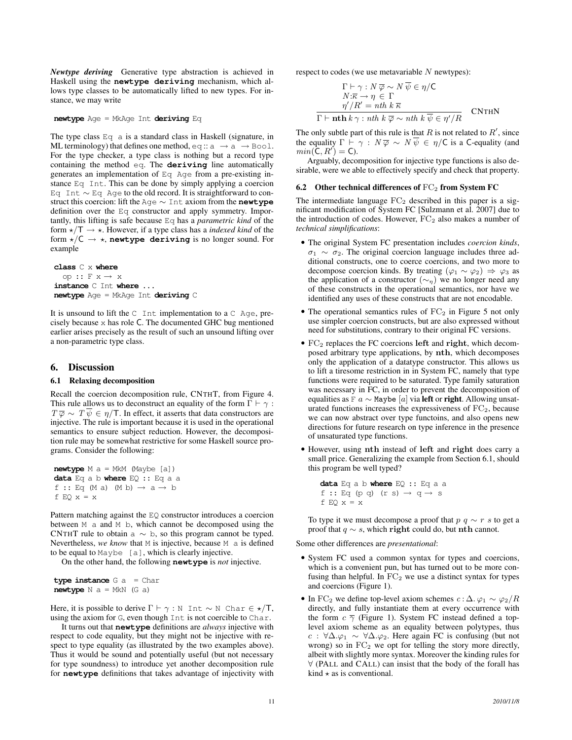***Newtype deriving*** Generative type abstraction is achieved in Haskell using the **newtype deriving** mechanism, which allows type classes to be automatically lifted to new types. For instance, we may write

```
newtype Age = MkAge Int deriving Eq
```

The type class `Eq a` is a standard class in Haskell (signature, in ML terminology) that defines one method, `eq :: a → a → Bool`. For the type checker, a type class is nothing but a record type containing the method `eq`. The **deriving** line automatically generates an implementation of `Eq Age` from a pre-existing instance `Eq Int`. This can be done by simply applying a coercion `Eq Int` ∼ `Eq Age` to the old record. It is straightforward to construct this coercion: lift the `Age` ∼ `Int` axiom from the **newtype** definition over the `Eq` constructor and apply symmetry. Importantly, this lifting is safe because `Eq` has a *parametric kind* of the form $\star/\mathsf{T} \to \star$. However, if a type class has a *indexed kind* of the form $\star/\mathsf{C} \to \star$, **newtype deriving** is no longer sound. For example

```
class C x where
  op :: F x → x
instance C Int where ...
newtype Age = MkAge Int deriving C
```

It is unsound to lift the `C Int` implementation to a `C Age`, precisely because `x` has role $\mathsf{C}$. The documented GHC bug mentioned earlier arises precisely as the result of such an unsound lifting over a non-parametric type class.

## 6. Discussion

### 6.1 Relaxing decomposition

Recall the coercion decomposition rule, CNTHT, from Figure 4. This rule allows us to deconstruct an equality of the form $\Gamma \vdash \gamma : T\,\overline{\varphi} \sim T\,\overline{\psi} \in \eta/\mathsf{T}$. In effect, it asserts that data constructors are injective. The rule is important because it is used in the operational semantics to ensure subject reduction. However, the decomposition rule may be somewhat restrictive for some Haskell source programs. Consider the following:

```
newtype M a = MkM (Maybe [a])
data Eq a b where EQ :: Eq a a
f :: Eq (M a) (M b) → a → b
f EQ x = x
```

Pattern matching against the `EQ` constructor introduces a coercion between `M a` and `M b`, which cannot be decomposed using the CNTHT rule to obtain `a` ∼ `b`, so this program cannot be typed. Nevertheless, *we know* that `M` is injective, because `M a` is defined to be equal to `Maybe [a]`, which is clearly injective.

On the other hand, the following **newtype** is *not* injective.

```
type instance G a = Char
newtype N a = MkN (G a)
```

Here, it is possible to derive $\Gamma \vdash \gamma :$ `N Int` ∼ `N Char` $\in \star/\mathsf{T}$, using the axiom for `G`, even though `Int` is not coercible to `Char`.

It turns out that **newtype** definitions are *always* injective with respect to code equality, but they might not be injective with respect to type equality (as illustrated by the two examples above). Thus it would be sound and potentially useful (but not necessary for type soundness) to introduce yet another decomposition rule for **newtype** definitions that takes advantage of injectivity with respect to codes (we use metavariable $N$ newtypes):

$$\frac{\begin{array}{l}\Gamma \vdash \gamma : N\,\overline{\varphi} \sim N\,\overline{\psi} \in \eta/\mathsf{C} \\ N{:}\overline{\kappa} \to \eta \in \Gamma \\ \eta'/R' = nth\ k\ \overline{\kappa}\end{array}}{\Gamma \vdash \mathbf{nth}\,k\,\gamma : nth\ k\ \overline{\varphi} \sim nth\ k\ \overline{\psi} \in \eta'/R} \quad \text{CNTHN}$$

The only subtle part of this rule is that $R$ is not related to $R'$, since the equality $\Gamma \vdash \gamma : N\,\overline{\varphi} \sim N\,\overline{\psi} \in \eta/\mathsf{C}$ is a $\mathsf{C}$-equality (and $min(\mathsf{C}, R') = \mathsf{C}$).

Arguably, decomposition for injective type functions is also desirable, were we able to effectively specify and check that property.

### 6.2 Other technical differences of $\mathrm{FC}_2$ from System FC

The intermediate language $\mathrm{FC}_2$ described in this paper is a significant modification of System FC [Sulzmann et al. 2007] due to the introduction of codes. However, $\mathrm{FC}_2$ also makes a number of *technical simplifications*:

- The original System FC presentation includes *coercion kinds*, $\sigma_1 \sim \sigma_2$. The original coercion language includes three additional constructs, one to coerce coercions, and two more to decompose coercion kinds. By treating $(\varphi_1 \sim \varphi_2) \Rightarrow \varphi_3$ as the application of a constructor $(\sim_\eta)$ we no longer need any of these constructs in the operational semantics, nor have we identified any uses of these constructs that are not encodable.
- The operational semantics rules of $\mathrm{FC}_2$ in Figure 5 not only use simpler coercion constructs, but are also expressed without need for substitutions, contrary to their original FC versions.
- $\mathrm{FC}_2$ replaces the FC coercions **left** and **right**, which decomposed arbitrary type applications, by **nth**, which decomposes only the application of a datatype constructor. This allows us to lift a tiresome restriction in in System FC, namely that type functions were required to be saturated. Type family saturation was necessary in FC, in order to prevent the decomposition of equalities as `F` $a \sim$ `Maybe` $[a]$ via **left** or **right**. Allowing unsaturated functions increases the expressiveness of $\mathrm{FC}_2$, because we can now abstract over type functoins, and also opens new directions for future research on type inference in the presence of unsaturated type functions.
- However, using **nth** instead of **left** and **right** does carry a small price. Generalizing the example from Section 6.1, should this program be well typed?

  ```
  data Eq a b where EQ :: Eq a a
  f :: Eq (p q) (r s) → q → s
  f EQ x = x
  ```

  To type it we must decompose a proof that $p\ q \sim r\ s$ to get a proof that $q \sim s$, which **right** could do, but **nth** cannot.

Some other differences are *presentational*:

- System FC used a common syntax for types and coercions, which is a convenient pun, but has turned out to be more confusing than helpful. In $\mathrm{FC}_2$ we use a distinct syntax for types and coercions (Figure 1).
- In $\mathrm{FC}_2$ we define top-level axiom schemes $c : \Delta.\,\varphi_1 \sim \varphi_2/R$ directly, and fully instantiate them at every occurrence with the form $c\ \overline{\gamma}$ (Figure 1). System FC instead defined a top-level axiom scheme as an equality between polytypes, thus $c : \forall\Delta.\varphi_1 \sim \forall\Delta.\varphi_2$. Here again FC is confusing (but not wrong) so in $\mathrm{FC}_2$ we opt for telling the story more directly, albeit with slightly more syntax. Moreover the kinding rules for $\forall$ (PALL and CALL) can insist that the body of the forall has kind $\star$ as is conventional.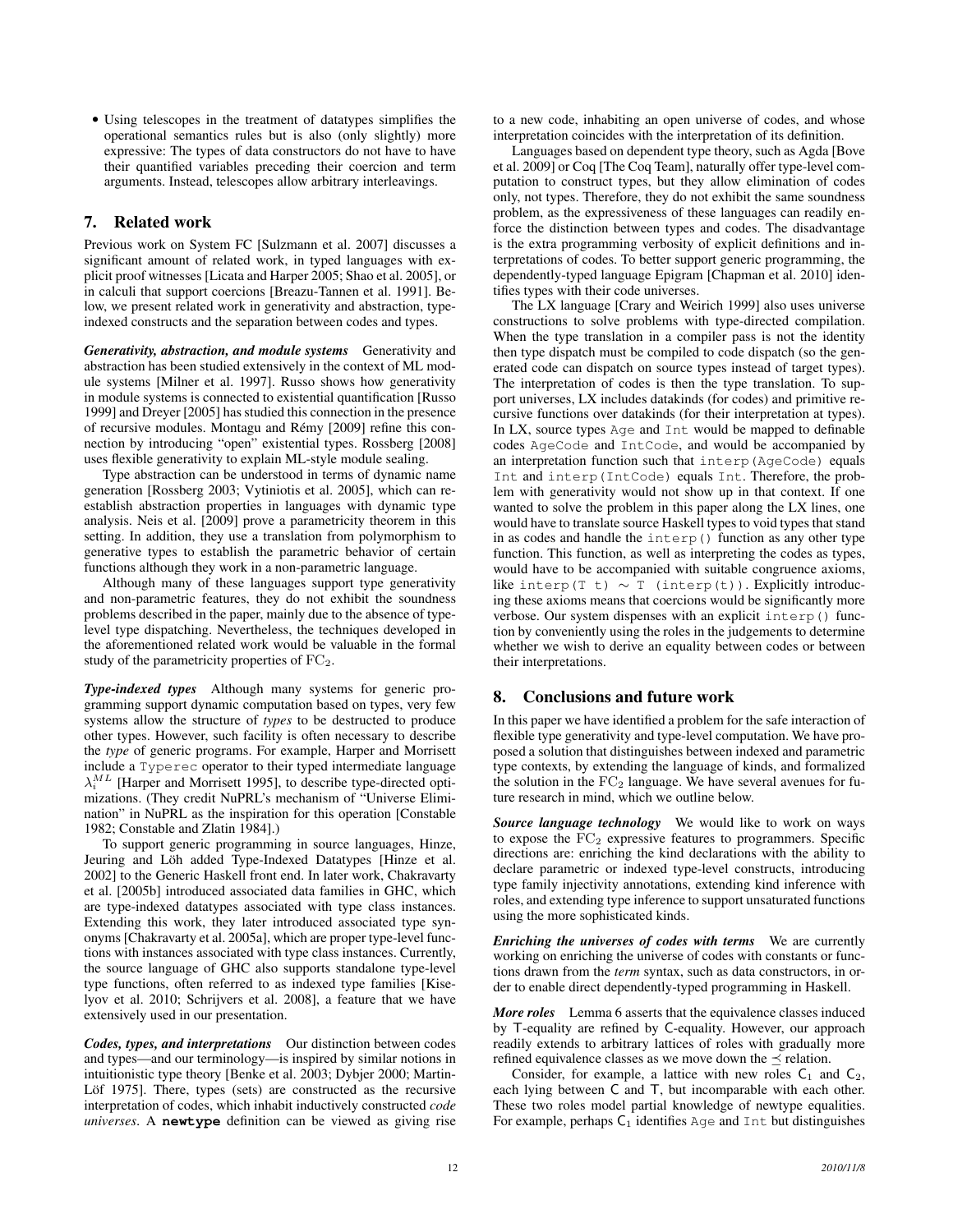- Using telescopes in the treatment of datatypes simplifies the operational semantics rules but is also (only slightly) more expressive: The types of data constructors do not have to have their quantified variables preceding their coercion and term arguments. Instead, telescopes allow arbitrary interleavings.

## 7. Related work

Previous work on System FC [Sulzmann et al. 2007] discusses a significant amount of related work, in typed languages with explicit proof witnesses [Licata and Harper 2005; Shao et al. 2005], or in calculi that support coercions [Breazu-Tannen et al. 1991]. Below, we present related work in generativity and abstraction, type-indexed constructs and the separation between codes and types.

***Generativity, abstraction, and module systems*** Generativity and abstraction has been studied extensively in the context of ML module systems [Milner et al. 1997]. Russo shows how generativity in module systems is connected to existential quantification [Russo 1999] and Dreyer [2005] has studied this connection in the presence of recursive modules. Montagu and Rémy [2009] refine this connection by introducing "open" existential types. Rossberg [2008] uses flexible generativity to explain ML-style module sealing.

Type abstraction can be understood in terms of dynamic name generation [Rossberg 2003; Vytiniotis et al. 2005], which can reestablish abstraction properties in languages with dynamic type analysis. Neis et al. [2009] prove a parametricity theorem in this setting. In addition, they use a translation from polymorphism to generative types to establish the parametric behavior of certain functions although they work in a non-parametric language.

Although many of these languages support type generativity and non-parametric features, they do not exhibit the soundness problems described in the paper, mainly due to the absence of type-level type dispatching. Nevertheless, the techniques developed in the aforementioned related work would be valuable in the formal study of the parametricity properties of $\text{FC}_2$.

***Type-indexed types*** Although many systems for generic programming support dynamic computation based on types, very few systems allow the structure of *types* to be destructed to produce other types. However, such facility is often necessary to describe the *type* of generic programs. For example, Harper and Morrisett include a `Typerec` operator to their typed intermediate language $\lambda_i^{ML}$ [Harper and Morrisett 1995], to describe type-directed optimizations. (They credit NuPRL's mechanism of "Universe Elimination" in NuPRL as the inspiration for this operation [Constable 1982; Constable and Zlatin 1984].)

To support generic programming in source languages, Hinze, Jeuring and Löh added Type-Indexed Datatypes [Hinze et al. 2002] to the Generic Haskell front end. In later work, Chakravarty et al. [2005b] introduced associated data families in GHC, which are type-indexed datatypes associated with type class instances. Extending this work, they later introduced associated type synonyms [Chakravarty et al. 2005a], which are proper type-level functions with instances associated with type class instances. Currently, the source language of GHC also supports standalone type-level type functions, often referred to as indexed type families [Kiselyov et al. 2010; Schrijvers et al. 2008], a feature that we have extensively used in our presentation.

***Codes, types, and interpretations*** Our distinction between codes and types—and our terminology—is inspired by similar notions in intuitionistic type theory [Benke et al. 2003; Dybjer 2000; Martin-Löf 1975]. There, types (sets) are constructed as the recursive interpretation of codes, which inhabit inductively constructed *code universes*. A **newtype** definition can be viewed as giving rise to a new code, inhabiting an open universe of codes, and whose interpretation coincides with the interpretation of its definition.

Languages based on dependent type theory, such as Agda [Bove et al. 2009] or Coq [The Coq Team], naturally offer type-level computation to construct types, but they allow elimination of codes only, not types. Therefore, they do not exhibit the same soundness problem, as the expressiveness of these languages can readily enforce the distinction between types and codes. The disadvantage is the extra programming verbosity of explicit definitions and interpretations of codes. To better support generic programming, the dependently-typed language Epigram [Chapman et al. 2010] identifies types with their code universes.

The LX language [Crary and Weirich 1999] also uses universe constructions to solve problems with type-directed compilation. When the type translation in a compiler pass is not the identity then type dispatch must be compiled to code dispatch (so the generated code can dispatch on source types instead of target types). The interpretation of codes is then the type translation. To support universes, LX includes datakinds (for codes) and primitive recursive functions over datakinds (for their interpretation at types). In LX, source types `Age` and `Int` would be mapped to definable codes `AgeCode` and `IntCode`, and would be accompanied by an interpretation function such that `interp(AgeCode)` equals `Int` and `interp(IntCode)` equals `Int`. Therefore, the problem with generativity would not show up in that context. If one wanted to solve the problem in this paper along the LX lines, one would have to translate source Haskell types to void types that stand in as codes and handle the `interp()` function as any other type function. This function, as well as interpreting the codes as types, would have to be accompanied with suitable congruence axioms, like `interp(T t)` $\sim$ `T (interp(t))`. Explicitly introducing these axioms means that coercions would be significantly more verbose. Our system dispenses with an explicit `interp()` function by conveniently using the roles in the judgements to determine whether we wish to derive an equality between codes or between their interpretations.

## 8. Conclusions and future work

In this paper we have identified a problem for the safe interaction of flexible type generativity and type-level computation. We have proposed a solution that distinguishes between indexed and parametric type contexts, by extending the language of kinds, and formalized the solution in the $\text{FC}_2$ language. We have several avenues for future research in mind, which we outline below.

***Source language technology*** We would like to work on ways to expose the $\text{FC}_2$ expressive features to programmers. Specific directions are: enriching the kind declarations with the ability to declare parametric or indexed type-level constructs, introducing type family injectivity annotations, extending kind inference with roles, and extending type inference to support unsaturated functions using the more sophisticated kinds.

***Enriching the universes of codes with terms*** We are currently working on enriching the universe of codes with constants or functions drawn from the *term* syntax, such as data constructors, in order to enable direct dependently-typed programming in Haskell.

***More roles*** Lemma 6 asserts that the equivalence classes induced by $\mathsf{T}$-equality are refined by $\mathsf{C}$-equality. However, our approach readily extends to arbitrary lattices of roles with gradually more refined equivalence classes as we move down the $\preceq$ relation.

Consider, for example, a lattice with new roles $\mathsf{C}_1$ and $\mathsf{C}_2$, each lying between $\mathsf{C}$ and $\mathsf{T}$, but incomparable with each other. These two roles model partial knowledge of newtype equalities. For example, perhaps $\mathsf{C}_1$ identifies `Age` and `Int` but distinguishes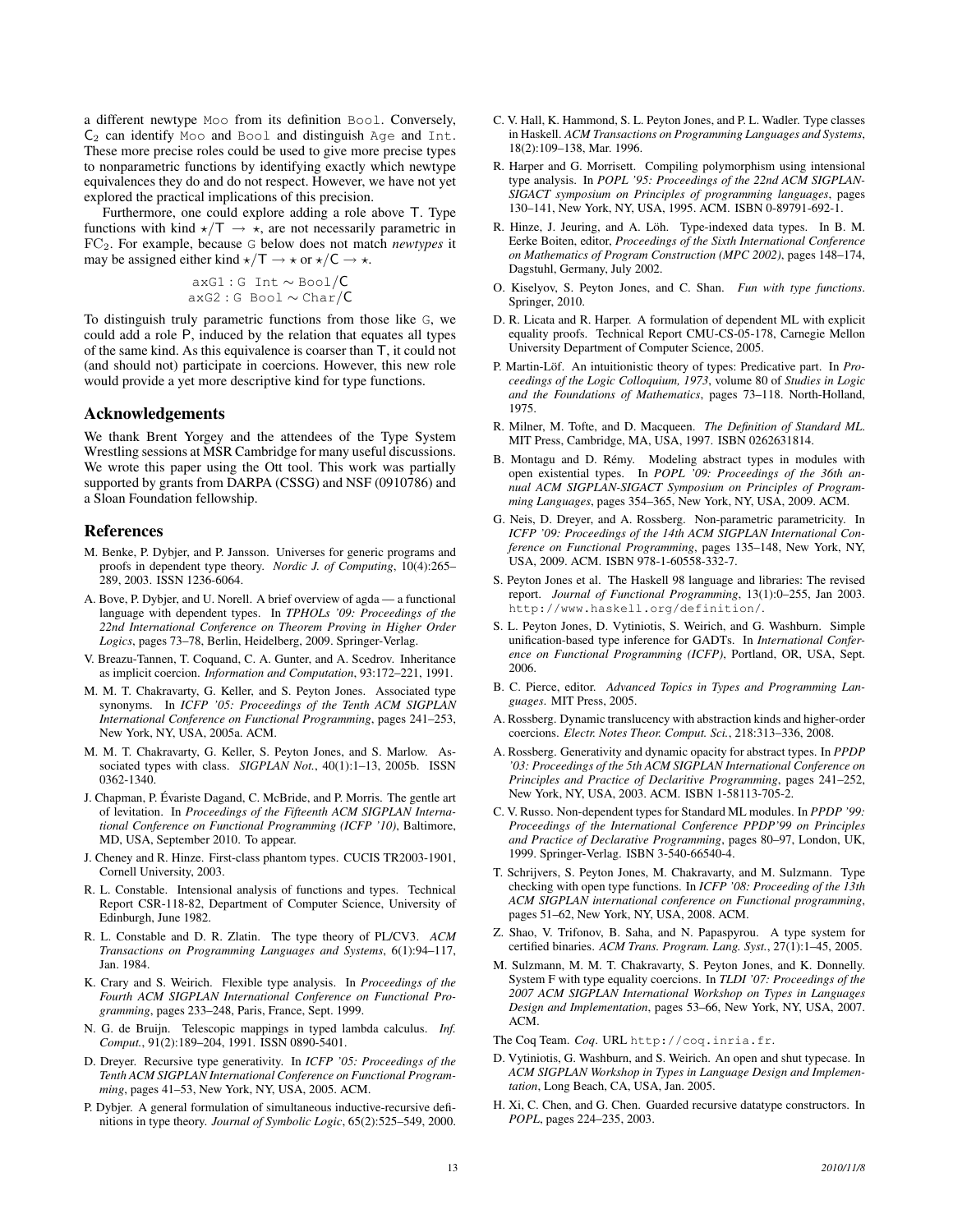a different newtype `Moo` from its definition `Bool`. Conversely, $\mathsf{C}_2$ can identify `Moo` and `Bool` and distinguish `Age` and `Int`. These more precise roles could be used to give more precise types to nonparametric functions by identifying exactly which newtype equivalences they do and do not respect. However, we have not yet explored the practical implications of this precision.

Furthermore, one could explore adding a role above $\mathsf{T}$. Type functions with kind $\star/\mathsf{T} \rightarrow \star$, are not necessarily parametric in $\mathrm{FC}_2$. For example, because `G` below does not match *newtypes* it may be assigned either kind $\star/\mathsf{T} \rightarrow \star$ or $\star/\mathsf{C} \rightarrow \star$.

$$\texttt{axG1} : \texttt{G Int} \sim \texttt{Bool}/\mathsf{C}$$
$$\texttt{axG2} : \texttt{G Bool} \sim \texttt{Char}/\mathsf{C}$$

To distinguish truly parametric functions from those like `G`, we could add a role $\mathsf{P}$, induced by the relation that equates all types of the same kind. As this equivalence is coarser than $\mathsf{T}$, it could not (and should not) participate in coercions. However, this new role would provide a yet more descriptive kind for type functions.

## Acknowledgements

We thank Brent Yorgey and the attendees of the Type System Wrestling sessions at MSR Cambridge for many useful discussions. We wrote this paper using the Ott tool. This work was partially supported by grants from DARPA (CSSG) and NSF (0910786) and a Sloan Foundation fellowship.

## References

M. Benke, P. Dybjer, and P. Jansson. Universes for generic programs and proofs in dependent type theory. *Nordic J. of Computing*, 10(4):265–289, 2003. ISSN 1236-6064.

A. Bove, P. Dybjer, and U. Norell. A brief overview of agda — a functional language with dependent types. In *TPHOLs '09: Proceedings of the 22nd International Conference on Theorem Proving in Higher Order Logics*, pages 73–78, Berlin, Heidelberg, 2009. Springer-Verlag.

V. Breazu-Tannen, T. Coquand, C. A. Gunter, and A. Scedrov. Inheritance as implicit coercion. *Information and Computation*, 93:172–221, 1991.

M. M. T. Chakravarty, G. Keller, and S. Peyton Jones. Associated type synonyms. In *ICFP '05: Proceedings of the Tenth ACM SIGPLAN International Conference on Functional Programming*, pages 241–253, New York, NY, USA, 2005a. ACM.

M. M. T. Chakravarty, G. Keller, S. Peyton Jones, and S. Marlow. Associated types with class. *SIGPLAN Not.*, 40(1):1–13, 2005b. ISSN 0362-1340.

J. Chapman, P. Évariste Dagand, C. McBride, and P. Morris. The gentle art of levitation. In *Proceedings of the Fifteenth ACM SIGPLAN International Conference on Functional Programming (ICFP '10)*, Baltimore, MD, USA, September 2010. To appear.

J. Cheney and R. Hinze. First-class phantom types. CUCIS TR2003-1901, Cornell University, 2003.

R. L. Constable. Intensional analysis of functions and types. Technical Report CSR-118-82, Department of Computer Science, University of Edinburgh, June 1982.

R. L. Constable and D. R. Zlatin. The type theory of PL/CV3. *ACM Transactions on Programming Languages and Systems*, 6(1):94–117, Jan. 1984.

K. Crary and S. Weirich. Flexible type analysis. In *Proceedings of the Fourth ACM SIGPLAN International Conference on Functional Programming*, pages 233–248, Paris, France, Sept. 1999.

N. G. de Bruijn. Telescopic mappings in typed lambda calculus. *Inf. Comput.*, 91(2):189–204, 1991. ISSN 0890-5401.

D. Dreyer. Recursive type generativity. In *ICFP '05: Proceedings of the Tenth ACM SIGPLAN International Conference on Functional Programming*, pages 41–53, New York, NY, USA, 2005. ACM.

P. Dybjer. A general formulation of simultaneous inductive-recursive definitions in type theory. *Journal of Symbolic Logic*, 65(2):525–549, 2000.

C. V. Hall, K. Hammond, S. L. Peyton Jones, and P. L. Wadler. Type classes in Haskell. *ACM Transactions on Programming Languages and Systems*, 18(2):109–138, Mar. 1996.

R. Harper and G. Morrisett. Compiling polymorphism using intensional type analysis. In *POPL '95: Proceedings of the 22nd ACM SIGPLAN-SIGACT symposium on Principles of programming languages*, pages 130–141, New York, NY, USA, 1995. ACM. ISBN 0-89791-692-1.

R. Hinze, J. Jeuring, and A. Löh. Type-indexed data types. In B. M. Eerke Boiten, editor, *Proceedings of the Sixth International Conference on Mathematics of Program Construction (MPC 2002)*, pages 148–174, Dagstuhl, Germany, July 2002.

O. Kiselyov, S. Peyton Jones, and C. Shan. *Fun with type functions*. Springer, 2010.

D. R. Licata and R. Harper. A formulation of dependent ML with explicit equality proofs. Technical Report CMU-CS-05-178, Carnegie Mellon University Department of Computer Science, 2005.

P. Martin-Löf. An intuitionistic theory of types: Predicative part. In *Proceedings of the Logic Colloquium, 1973*, volume 80 of *Studies in Logic and the Foundations of Mathematics*, pages 73–118. North-Holland, 1975.

R. Milner, M. Tofte, and D. Macqueen. *The Definition of Standard ML*. MIT Press, Cambridge, MA, USA, 1997. ISBN 0262631814.

B. Montagu and D. Rémy. Modeling abstract types in modules with open existential types. In *POPL '09: Proceedings of the 36th annual ACM SIGPLAN-SIGACT Symposium on Principles of Programming Languages*, pages 354–365, New York, NY, USA, 2009. ACM.

G. Neis, D. Dreyer, and A. Rossberg. Non-parametric parametricity. In *ICFP '09: Proceedings of the 14th ACM SIGPLAN International Conference on Functional Programming*, pages 135–148, New York, NY, USA, 2009. ACM. ISBN 978-1-60558-332-7.

S. Peyton Jones et al. The Haskell 98 language and libraries: The revised report. *Journal of Functional Programming*, 13(1):0–255, Jan 2003. `http://www.haskell.org/definition/`.

S. L. Peyton Jones, D. Vytiniotis, S. Weirich, and G. Washburn. Simple unification-based type inference for GADTs. In *International Conference on Functional Programming (ICFP)*, Portland, OR, USA, Sept. 2006.

B. C. Pierce, editor. *Advanced Topics in Types and Programming Languages*. MIT Press, 2005.

A. Rossberg. Dynamic translucency with abstraction kinds and higher-order coercions. *Electr. Notes Theor. Comput. Sci.*, 218:313–336, 2008.

A. Rossberg. Generativity and dynamic opacity for abstract types. In *PPDP '03: Proceedings of the 5th ACM SIGPLAN International Conference on Principles and Practice of Declaritive Programming*, pages 241–252, New York, NY, USA, 2003. ACM. ISBN 1-58113-705-2.

C. V. Russo. Non-dependent types for Standard ML modules. In *PPDP '99: Proceedings of the International Conference PPDP'99 on Principles and Practice of Declarative Programming*, pages 80–97, London, UK, 1999. Springer-Verlag. ISBN 3-540-66540-4.

T. Schrijvers, S. Peyton Jones, M. Chakravarty, and M. Sulzmann. Type checking with open type functions. In *ICFP '08: Proceeding of the 13th ACM SIGPLAN international conference on Functional programming*, pages 51–62, New York, NY, USA, 2008. ACM.

Z. Shao, V. Trifonov, B. Saha, and N. Papaspyrou. A type system for certified binaries. *ACM Trans. Program. Lang. Syst.*, 27(1):1–45, 2005.

M. Sulzmann, M. M. T. Chakravarty, S. Peyton Jones, and K. Donnelly. System F with type equality coercions. In *TLDI '07: Proceedings of the 2007 ACM SIGPLAN International Workshop on Types in Languages Design and Implementation*, pages 53–66, New York, NY, USA, 2007. ACM.

The Coq Team. *Coq*. URL `http://coq.inria.fr`.

D. Vytiniotis, G. Washburn, and S. Weirich. An open and shut typecase. In *ACM SIGPLAN Workshop in Types in Language Design and Implementation*, Long Beach, CA, USA, Jan. 2005.

H. Xi, C. Chen, and G. Chen. Guarded recursive datatype constructors. In *POPL*, pages 224–235, 2003.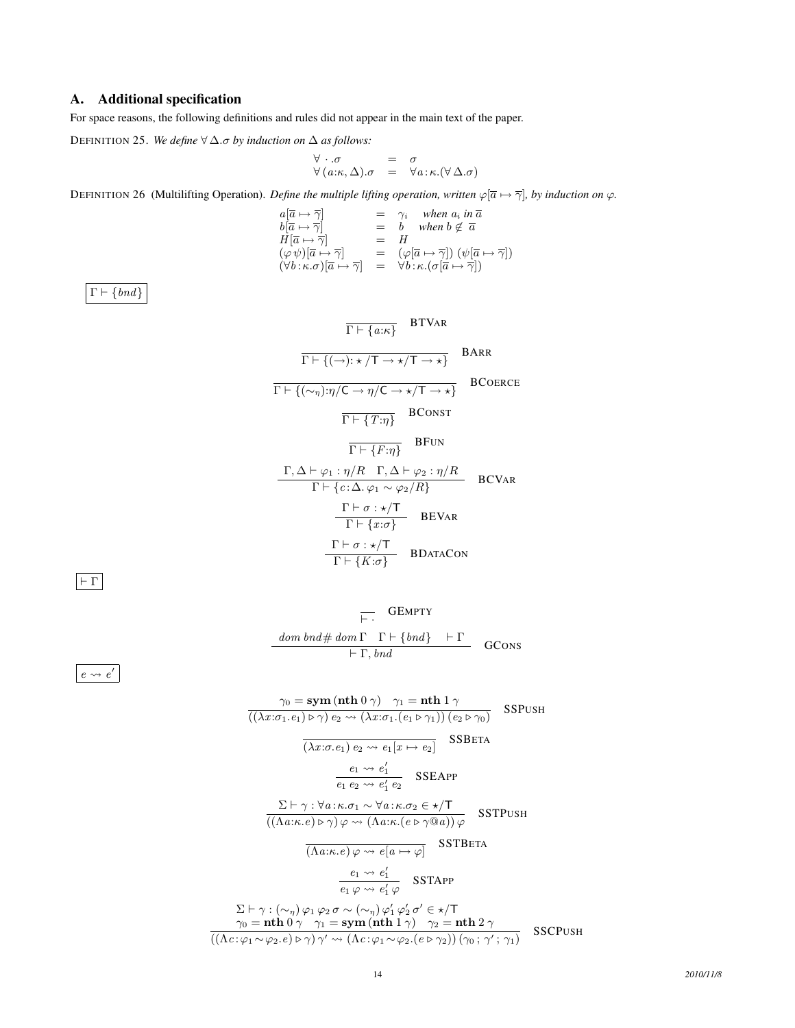## A. Additional specification

For space reasons, the following definitions and rules did not appear in the main text of the paper.

DEFINITION 25. *We define $\forall\, \Delta.\sigma$ by induction on $\Delta$ as follows:*

$$
\begin{array}{lcl}
\forall\, \cdot\,.\sigma & = & \sigma \\
\forall\, (a{:}\kappa, \Delta).\sigma & = & \forall a{:}\kappa.(\forall\, \Delta.\sigma)
\end{array}
$$

DEFINITION 26 (Multilifting Operation). *Define the multiple lifting operation, written $\varphi[\overline{a} \mapsto \overline{\gamma}]$, by induction on $\varphi$.*

$$
\begin{array}{lcll}
a[\overline{a} \mapsto \overline{\gamma}] & = & \gamma_i & \textit{when } a_i \textit{ in } \overline{a} \\
b[\overline{a} \mapsto \overline{\gamma}] & = & b & \textit{when } b \notin \overline{a} \\
H[\overline{a} \mapsto \overline{\gamma}] & = & H & \\
(\varphi\, \psi)[\overline{a} \mapsto \overline{\gamma}] & = & (\varphi[\overline{a} \mapsto \overline{\gamma}])\ (\psi[\overline{a} \mapsto \overline{\gamma}]) & \\
(\forall b{:}\kappa.\sigma)[\overline{a} \mapsto \overline{\gamma}] & = & \forall b{:}\kappa.(\sigma[\overline{a} \mapsto \overline{\gamma}]) &
\end{array}
$$

$\boxed{\Gamma \vdash \{bnd\}}$

$$
\frac{}{\Gamma \vdash \{a{:}\kappa\}}\ \textsc{BTVar}
$$

$$
\frac{}{\Gamma \vdash \{(\rightarrow){:}\star/\mathsf{T} \rightarrow \star/\mathsf{T} \rightarrow \star\}}\ \textsc{BArr}
$$

$$
\frac{}{\Gamma \vdash \{(\sim_\eta){:}\eta/\mathsf{C} \rightarrow \eta/\mathsf{C} \rightarrow \star/\mathsf{T} \rightarrow \star\}}\ \textsc{BCoerce}
$$

$$
\frac{}{\Gamma \vdash \{T{:}\eta\}}\ \textsc{BConst}
$$

$$
\frac{}{\Gamma \vdash \{F{:}\eta\}}\ \textsc{BFun}
$$

$$
\frac{\Gamma, \Delta \vdash \varphi_1 : \eta/R \quad \Gamma, \Delta \vdash \varphi_2 : \eta/R}{\Gamma \vdash \{c{:}\Delta.\, \varphi_1 \sim \varphi_2/R\}}\ \textsc{BCVar}
$$

$$
\frac{\Gamma \vdash \sigma : \star/\mathsf{T}}{\Gamma \vdash \{x{:}\sigma\}}\ \textsc{BEVar}
$$

$$
\frac{\Gamma \vdash \sigma : \star/\mathsf{T}}{\Gamma \vdash \{K{:}\sigma\}}\ \textsc{BDataCon}
$$

$\boxed{\vdash \Gamma}$

$$
\frac{}{\vdash \cdot}\ \textsc{GEmpty}
$$

$$
\frac{dom\ bnd \#\ dom\ \Gamma \quad \Gamma \vdash \{bnd\} \quad \vdash \Gamma}{\vdash \Gamma, bnd}\ \textsc{GCons}
$$

$\boxed{e \rightsquigarrow e'}$

$$
\frac{\gamma_0 = \mathbf{sym}\,(\mathbf{nth}\ 0\ \gamma) \quad \gamma_1 = \mathbf{nth}\ 1\ \gamma}{((\lambda x{:}\sigma_1.e_1) \triangleright \gamma)\ e_2 \rightsquigarrow (\lambda x{:}\sigma_1.(e_1 \triangleright \gamma_1))\ (e_2 \triangleright \gamma_0)}\ \textsc{SSPush}
$$

$$
\frac{}{(\lambda x{:}\sigma.e_1)\ e_2 \rightsquigarrow e_1[x \mapsto e_2]}\ \textsc{SSBeta}
$$

$$
\frac{e_1 \rightsquigarrow e_1'}{e_1\ e_2 \rightsquigarrow e_1'\ e_2}\ \textsc{SSEApp}
$$

$$
\frac{\Sigma \vdash \gamma : \forall a{:}\kappa.\sigma_1 \sim \forall a{:}\kappa.\sigma_2 \in \star/\mathsf{T}}{((\Lambda a{:}\kappa.e) \triangleright \gamma)\ \varphi \rightsquigarrow (\Lambda a{:}\kappa.(e \triangleright \gamma @ a))\ \varphi}\ \textsc{SSTPush}
$$

$$
\frac{}{(\Lambda a{:}\kappa.e)\ \varphi \rightsquigarrow e[a \mapsto \varphi]}\ \textsc{SSTBeta}
$$

$$
\frac{e_1 \rightsquigarrow e_1'}{e_1\ \varphi \rightsquigarrow e_1'\ \varphi}\ \textsc{SSTApp}
$$

$$
\frac{\begin{array}{c}\Sigma \vdash \gamma : (\sim_\eta)\, \varphi_1\, \varphi_2\, \sigma \sim (\sim_\eta)\, \varphi_1'\, \varphi_2'\, \sigma' \in \star/\mathsf{T} \\ \gamma_0 = \mathbf{nth}\ 0\ \gamma \quad \gamma_1 = \mathbf{sym}\,(\mathbf{nth}\ 1\ \gamma) \quad \gamma_2 = \mathbf{nth}\ 2\ \gamma\end{array}}{((\Lambda c{:}\varphi_1 \sim \varphi_2.e) \triangleright \gamma)\ \gamma' \rightsquigarrow (\Lambda c{:}\varphi_1 \sim \varphi_2.(e \triangleright \gamma_2))\ (\gamma_0\, ;\, \gamma'\, ;\, \gamma_1)}\ \textsc{SSCPush}
$$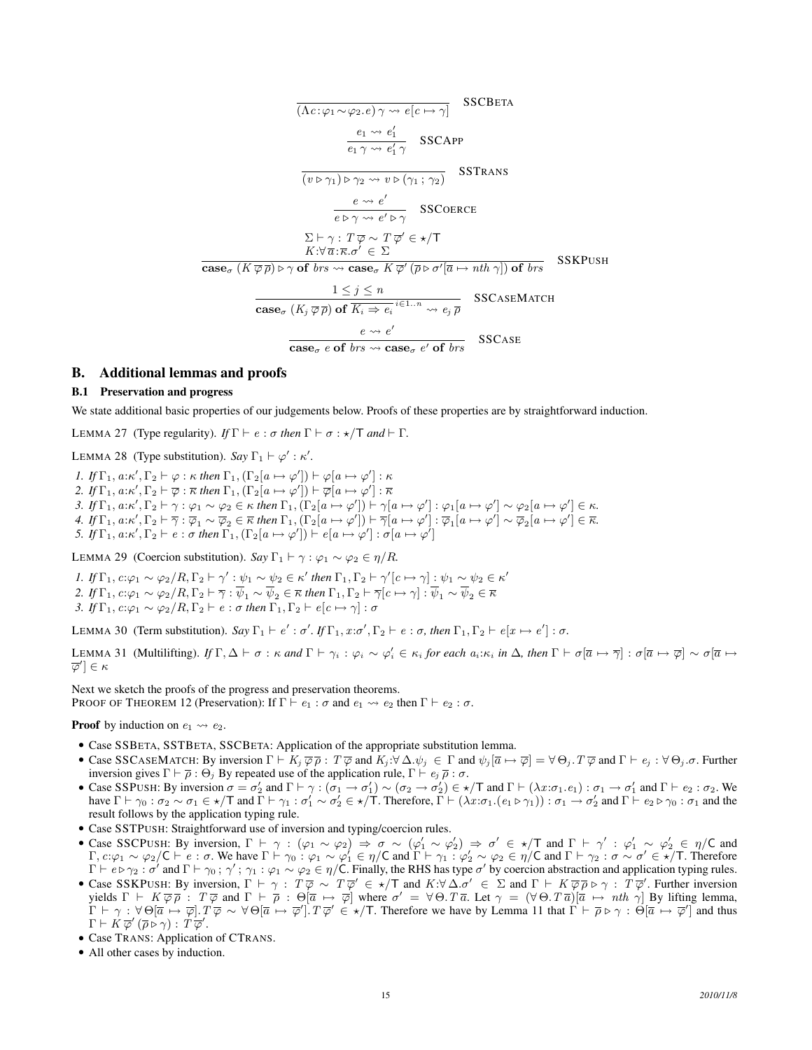$$\frac{}{(\Lambda c{:}\varphi_1 \sim \varphi_2 . e)\, \gamma \rightsquigarrow e[c \mapsto \gamma]} \quad \text{SSCBETA}$$

$$\frac{e_1 \rightsquigarrow e_1'}{e_1\, \gamma \rightsquigarrow e_1'\, \gamma} \quad \text{SSCAPP}$$

$$\frac{}{(v \triangleright \gamma_1) \triangleright \gamma_2 \rightsquigarrow v \triangleright (\gamma_1 \,;\, \gamma_2)} \quad \text{SSTRANS}$$

$$\frac{e \rightsquigarrow e'}{e \triangleright \gamma \rightsquigarrow e' \triangleright \gamma} \quad \text{SSCOERCE}$$

$$\frac{\Sigma \vdash \gamma : T\,\overline{\varphi} \sim T\,\overline{\varphi}' \in \star/\mathsf{T} \qquad K{:}\forall \overline{a}{:}\overline{\kappa}.\sigma' \in \Sigma}{\mathbf{case}_\sigma\ (K\,\overline{\varphi}\,\overline{\rho}) \triangleright \gamma\ \mathbf{of}\ brs \rightsquigarrow \mathbf{case}_\sigma\ K\,\overline{\varphi}'\,(\overline{\rho} \triangleright \sigma'[\overline{a} \mapsto nth\ \gamma])\ \mathbf{of}\ brs} \quad \text{SSKPUSH}$$

$$\frac{1 \leq j \leq n}{\mathbf{case}_\sigma\ (K_j\,\overline{\varphi}\,\overline{\rho})\ \mathbf{of}\ \overline{K_i \Rightarrow e_i}^{\,i \in 1..n} \rightsquigarrow e_j\,\overline{\rho}} \quad \text{SSCASEMATCH}$$

$$\frac{e \rightsquigarrow e'}{\mathbf{case}_\sigma\ e\ \mathbf{of}\ brs \rightsquigarrow \mathbf{case}_\sigma\ e'\ \mathbf{of}\ brs} \quad \text{SSCASE}$$

## B. Additional lemmas and proofs

### B.1 Preservation and progress

We state additional basic properties of our judgements below. Proofs of these properties are by straightforward induction.

LEMMA 27 (Type regularity). *If* $\Gamma \vdash e : \sigma$ *then* $\Gamma \vdash \sigma : \star/\mathsf{T}$ *and* $\vdash \Gamma$.

LEMMA 28 (Type substitution). *Say* $\Gamma_1 \vdash \varphi' : \kappa'$.

1. *If* $\Gamma_1, a{:}\kappa', \Gamma_2 \vdash \varphi : \kappa$ *then* $\Gamma_1, (\Gamma_2[a \mapsto \varphi']) \vdash \varphi[a \mapsto \varphi'] : \kappa$
2. *If* $\Gamma_1, a{:}\kappa', \Gamma_2 \vdash \overline{\varphi} : \overline{\kappa}$ *then* $\Gamma_1, (\Gamma_2[a \mapsto \varphi']) \vdash \overline{\varphi}[a \mapsto \varphi'] : \overline{\kappa}$
3. *If* $\Gamma_1, a{:}\kappa', \Gamma_2 \vdash \gamma : \varphi_1 \sim \varphi_2 \in \kappa$ *then* $\Gamma_1, (\Gamma_2[a \mapsto \varphi']) \vdash \gamma[a \mapsto \varphi'] : \varphi_1[a \mapsto \varphi'] \sim \varphi_2[a \mapsto \varphi'] \in \kappa$.
4. *If* $\Gamma_1, a{:}\kappa', \Gamma_2 \vdash \overline{\gamma} : \overline{\varphi}_1 \sim \overline{\varphi}_2 \in \overline{\kappa}$ *then* $\Gamma_1, (\Gamma_2[a \mapsto \varphi']) \vdash \overline{\gamma}[a \mapsto \varphi'] : \overline{\varphi}_1[a \mapsto \varphi'] \sim \overline{\varphi}_2[a \mapsto \varphi'] \in \overline{\kappa}$.
5. *If* $\Gamma_1, a{:}\kappa', \Gamma_2 \vdash e : \sigma$ *then* $\Gamma_1, (\Gamma_2[a \mapsto \varphi']) \vdash e[a \mapsto \varphi'] : \sigma[a \mapsto \varphi']$

LEMMA 29 (Coercion substitution). *Say* $\Gamma_1 \vdash \gamma : \varphi_1 \sim \varphi_2 \in \eta/R$.

1. *If* $\Gamma_1, c{:}\varphi_1 \sim \varphi_2/R, \Gamma_2 \vdash \gamma' : \psi_1 \sim \psi_2 \in \kappa'$ *then* $\Gamma_1, \Gamma_2 \vdash \gamma'[c \mapsto \gamma] : \psi_1 \sim \psi_2 \in \kappa'$
2. *If* $\Gamma_1, c{:}\varphi_1 \sim \varphi_2/R, \Gamma_2 \vdash \overline{\gamma} : \overline{\psi}_1 \sim \overline{\psi}_2 \in \overline{\kappa}$ *then* $\Gamma_1, \Gamma_2 \vdash \overline{\gamma}[c \mapsto \gamma] : \overline{\psi}_1 \sim \overline{\psi}_2 \in \overline{\kappa}$
3. *If* $\Gamma_1, c{:}\varphi_1 \sim \varphi_2/R, \Gamma_2 \vdash e : \sigma$ *then* $\Gamma_1, \Gamma_2 \vdash e[c \mapsto \gamma] : \sigma$

LEMMA 30 (Term substitution). *Say* $\Gamma_1 \vdash e' : \sigma'$. *If* $\Gamma_1, x{:}\sigma', \Gamma_2 \vdash e : \sigma$, *then* $\Gamma_1, \Gamma_2 \vdash e[x \mapsto e'] : \sigma$.

LEMMA 31 (Multilifting). *If* $\Gamma, \Delta \vdash \sigma : \kappa$ *and* $\Gamma \vdash \gamma_i : \varphi_i \sim \varphi_i' \in \kappa_i$ *for each* $a_i{:}\kappa_i$ *in* $\Delta$, *then* $\Gamma \vdash \sigma[\overline{a} \mapsto \overline{\gamma}] : \sigma[\overline{a} \mapsto \overline{\varphi}] \sim \sigma[\overline{a} \mapsto \overline{\varphi}'] \in \kappa$

Next we sketch the proofs of the progress and preservation theorems.
PROOF OF THEOREM 12 (Preservation): If $\Gamma \vdash e_1 : \sigma$ and $e_1 \rightsquigarrow e_2$ then $\Gamma \vdash e_2 : \sigma$.

**Proof** by induction on $e_1 \rightsquigarrow e_2$.

- Case SSBETA, SSTBETA, SSCBETA: Application of the appropriate substitution lemma.
- Case SSCASEMATCH: By inversion $\Gamma \vdash K_j\,\overline{\varphi}\,\overline{\rho} : T\,\overline{\varphi}$ and $K_j{:}\forall \Delta.\psi_j \in \Gamma$ and $\psi_j[\overline{a} \mapsto \overline{\varphi}] = \forall \Theta_j.\,T\,\overline{\varphi}$ and $\Gamma \vdash e_j : \forall \Theta_j.\sigma$. Further inversion gives $\Gamma \vdash \overline{\rho} : \Theta_j$ By repeated use of the application rule, $\Gamma \vdash e_j\,\overline{\rho} : \sigma$.
- Case SSPUSH: By inversion $\sigma = \sigma_2'$ and $\Gamma \vdash \gamma : (\sigma_1 \to \sigma_1') \sim (\sigma_2 \to \sigma_2') \in \star/\mathsf{T}$ and $\Gamma \vdash (\lambda x{:}\sigma_1.e_1) : \sigma_1 \to \sigma_1'$ and $\Gamma \vdash e_2 : \sigma_2$. We have $\Gamma \vdash \gamma_0 : \sigma_2 \sim \sigma_1 \in \star/\mathsf{T}$ and $\Gamma \vdash \gamma_1 : \sigma_1' \sim \sigma_2' \in \star/\mathsf{T}$. Therefore, $\Gamma \vdash (\lambda x{:}\sigma_1.(e_1 \triangleright \gamma_1)) : \sigma_1 \to \sigma_2'$ and $\Gamma \vdash e_2 \triangleright \gamma_0 : \sigma_1$ and the result follows by the application typing rule.
- Case SSTPUSH: Straightforward use of inversion and typing/coercion rules.
- Case SSCPUSH: By inversion, $\Gamma \vdash \gamma : (\varphi_1 \sim \varphi_2) \Rightarrow \sigma \sim (\varphi_1' \sim \varphi_2') \Rightarrow \sigma' \in \star/\mathsf{T}$ and $\Gamma \vdash \gamma' : \varphi_1' \sim \varphi_2' \in \eta/\mathsf{C}$ and $\Gamma, c{:}\varphi_1 \sim \varphi_2/\mathsf{C} \vdash e : \sigma$. We have $\Gamma \vdash \gamma_0 : \varphi_1 \sim \varphi_1' \in \eta/\mathsf{C}$ and $\Gamma \vdash \gamma_1 : \varphi_2' \sim \varphi_2 \in \eta/\mathsf{C}$ and $\Gamma \vdash \gamma_2 : \sigma \sim \sigma' \in \star/\mathsf{T}$. Therefore $\Gamma \vdash e \triangleright \gamma_2 : \sigma'$ and $\Gamma \vdash \gamma_0\,;\,\gamma'\,;\,\gamma_1 : \varphi_1 \sim \varphi_2 \in \eta/\mathsf{C}$. Finally, the RHS has type $\sigma'$ by coercion abstraction and application typing rules.
- Case SSKPUSH: By inversion, $\Gamma \vdash \gamma : T\,\overline{\varphi} \sim T\,\overline{\varphi}' \in \star/\mathsf{T}$ and $K{:}\forall \Delta.\sigma' \in \Sigma$ and $\Gamma \vdash K\,\overline{\varphi}\,\overline{\rho} \triangleright \gamma : T\,\overline{\varphi}'$. Further inversion yields $\Gamma \vdash K\,\overline{\varphi}\,\overline{\rho} : T\,\overline{\varphi}$ and $\Gamma \vdash \overline{\rho} : \Theta[\overline{a} \mapsto \overline{\varphi}]$ where $\sigma' = \forall \Theta.\,T\,\overline{a}$. Let $\gamma = (\forall \Theta.\,T\,\overline{a})[\overline{a} \mapsto nth\ \gamma]$ By lifting lemma, $\Gamma \vdash \gamma : \forall \Theta[\overline{a} \mapsto \overline{\varphi}].\,T\,\overline{\varphi} \sim \forall \Theta[\overline{a} \mapsto \overline{\varphi}'].\,T\,\overline{\varphi}' \in \star/\mathsf{T}$. Therefore we have by Lemma 11 that $\Gamma \vdash \overline{\rho} \triangleright \gamma : \Theta[\overline{a} \mapsto \overline{\varphi}']$ and thus $\Gamma \vdash K\,\overline{\varphi}'\,(\overline{\rho} \triangleright \gamma) : T\,\overline{\varphi}'$.
- Case TRANS: Application of CTRANS.
- All other cases by induction.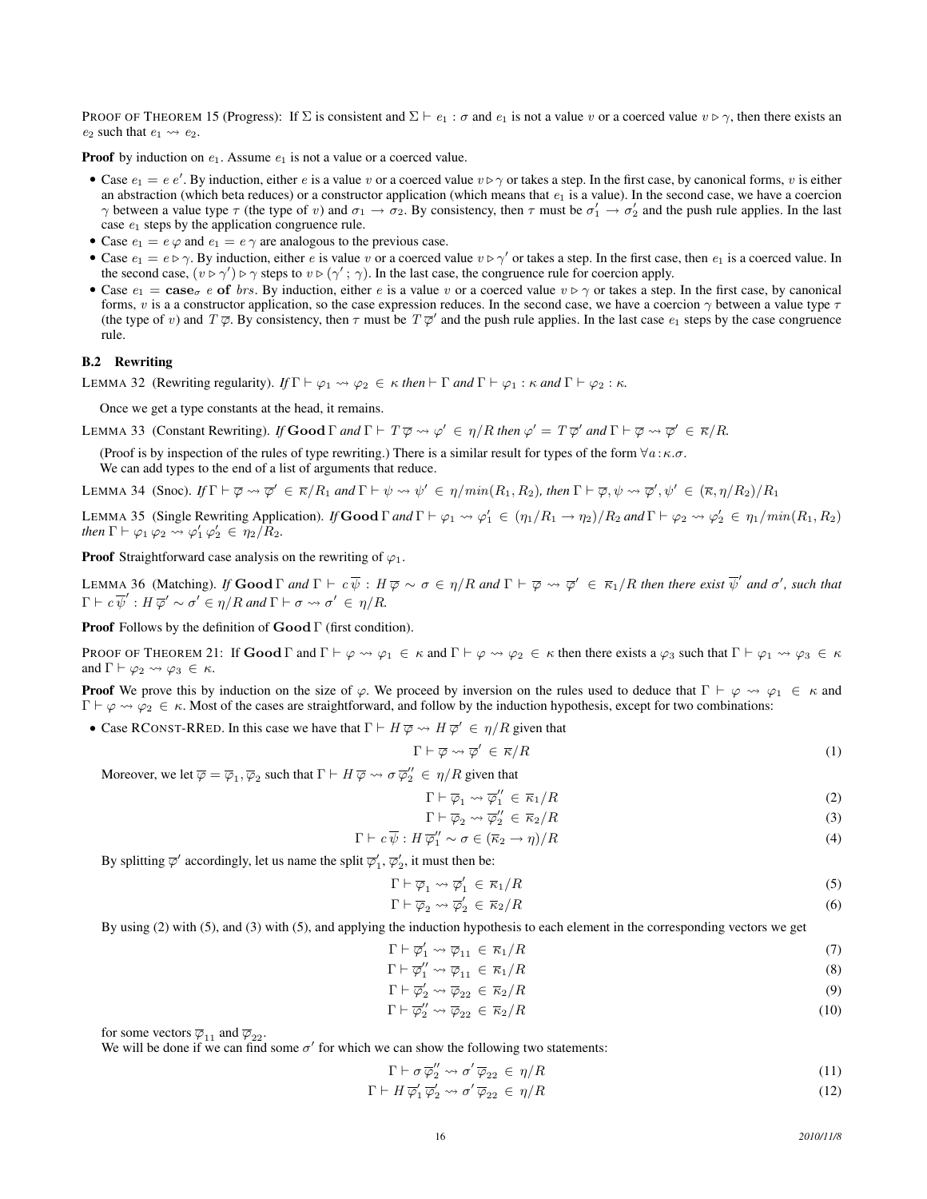PROOF OF THEOREM 15 (Progress): If $\Sigma$ is consistent and $\Sigma \vdash e_1 : \sigma$ and $e_1$ is not a value $v$ or a coerced value $v \triangleright \gamma$, then there exists an $e_2$ such that $e_1 \rightsquigarrow e_2$.

**Proof** by induction on $e_1$. Assume $e_1$ is not a value or a coerced value.

- Case $e_1 = e\ e'$. By induction, either $e$ is a value $v$ or a coerced value $v \triangleright \gamma$ or takes a step. In the first case, by canonical forms, $v$ is either an abstraction (which beta reduces) or a constructor application (which means that $e_1$ is a value). In the second case, we have a coercion $\gamma$ between a value type $\tau$ (the type of $v$) and $\sigma_1 \rightarrow \sigma_2$. By consistency, then $\tau$ must be $\sigma_1' \rightarrow \sigma_2'$ and the push rule applies. In the last case $e_1$ steps by the application congruence rule.
- Case $e_1 = e\ \varphi$ and $e_1 = e\ \gamma$ are analogous to the previous case.
- Case $e_1 = e \triangleright \gamma$. By induction, either $e$ is value $v$ or a coerced value $v \triangleright \gamma'$ or takes a step. In the first case, then $e_1$ is a coerced value. In the second case, $(v \triangleright \gamma') \triangleright \gamma$ steps to $v \triangleright (\gamma'\ ;\ \gamma)$. In the last case, the congruence rule for coercion apply.
- Case $e_1 = \mathbf{case}_\sigma\ e\ \mathbf{of}\ brs$. By induction, either $e$ is a value $v$ or a coerced value $v \triangleright \gamma$ or takes a step. In the first case, by canonical forms, $v$ is a a constructor application, so the case expression reduces. In the second case, we have a coercion $\gamma$ between a value type $\tau$ (the type of $v$) and $T\,\overline{\varphi}$. By consistency, then $\tau$ must be $T\,\overline{\varphi}'$ and the push rule applies. In the last case $e_1$ steps by the case congruence rule.

### B.2 Rewriting

LEMMA 32 (Rewriting regularity). *If $\Gamma \vdash \varphi_1 \rightsquigarrow \varphi_2 \in \kappa$ then $\vdash \Gamma$ and $\Gamma \vdash \varphi_1 : \kappa$ and $\Gamma \vdash \varphi_2 : \kappa$.*

Once we get a type constants at the head, it remains.

LEMMA 33 (Constant Rewriting). *If $\mathbf{Good}\,\Gamma$ and $\Gamma \vdash T\,\overline{\varphi} \rightsquigarrow \varphi' \in \eta/R$ then $\varphi' = T\,\overline{\varphi}'$ and $\Gamma \vdash \overline{\varphi} \rightsquigarrow \overline{\varphi}' \in \overline{\kappa}/R$.*

(Proof is by inspection of the rules of type rewriting.) There is a similar result for types of the form $\forall a\!:\!\kappa.\sigma$.
We can add types to the end of a list of arguments that reduce.

LEMMA 34 (Snoc). *If $\Gamma \vdash \overline{\varphi} \rightsquigarrow \overline{\varphi}' \in \overline{\kappa}/R_1$ and $\Gamma \vdash \psi \rightsquigarrow \psi' \in \eta/min(R_1, R_2)$, then $\Gamma \vdash \overline{\varphi}, \psi \rightsquigarrow \overline{\varphi}', \psi' \in (\overline{\kappa}, \eta/R_2)/R_1$*

LEMMA 35 (Single Rewriting Application). *If $\mathbf{Good}\,\Gamma$ and $\Gamma \vdash \varphi_1 \rightsquigarrow \varphi_1' \in (\eta_1/R_1 \rightarrow \eta_2)/R_2$ and $\Gamma \vdash \varphi_2 \rightsquigarrow \varphi_2' \in \eta_1/min(R_1, R_2)$ then $\Gamma \vdash \varphi_1\,\varphi_2 \rightsquigarrow \varphi_1'\,\varphi_2' \in \eta_2/R_2$.*

**Proof** Straightforward case analysis on the rewriting of $\varphi_1$.

LEMMA 36 (Matching). *If $\mathbf{Good}\,\Gamma$ and $\Gamma \vdash c\,\overline{\psi} : H\,\overline{\varphi} \sim \sigma \in \eta/R$ and $\Gamma \vdash \overline{\varphi} \rightsquigarrow \overline{\varphi}' \in \overline{\kappa_1}/R$ then there exist $\overline{\psi}'$ and $\sigma'$, such that $\Gamma \vdash c\,\overline{\psi}' : H\,\overline{\varphi}' \sim \sigma' \in \eta/R$ and $\Gamma \vdash \sigma \rightsquigarrow \sigma' \in \eta/R$.*

**Proof** Follows by the definition of $\mathbf{Good}\,\Gamma$ (first condition).

PROOF OF THEOREM 21: If $\mathbf{Good}\,\Gamma$ and $\Gamma \vdash \varphi \rightsquigarrow \varphi_1 \in \kappa$ and $\Gamma \vdash \varphi \rightsquigarrow \varphi_2 \in \kappa$ then there exists a $\varphi_3$ such that $\Gamma \vdash \varphi_1 \rightsquigarrow \varphi_3 \in \kappa$ and $\Gamma \vdash \varphi_2 \rightsquigarrow \varphi_3 \in \kappa$.

**Proof** We prove this by induction on the size of $\varphi$. We proceed by inversion on the rules used to deduce that $\Gamma \vdash \varphi \rightsquigarrow \varphi_1 \in \kappa$ and $\Gamma \vdash \varphi \rightsquigarrow \varphi_2 \in \kappa$. Most of the cases are straightforward, and follow by the induction hypothesis, except for two combinations:

- Case RCONST-RRED. In this case we have that $\Gamma \vdash H\,\overline{\varphi} \rightsquigarrow H\,\overline{\varphi}' \in \eta/R$ given that

$$\Gamma \vdash \overline{\varphi} \rightsquigarrow \overline{\varphi}' \in \overline{\kappa}/R \tag{1}$$

Moreover, we let $\overline{\varphi} = \overline{\varphi}_1, \overline{\varphi}_2$ such that $\Gamma \vdash H\,\overline{\varphi} \rightsquigarrow \sigma\,\overline{\varphi}_2'' \in \eta/R$ given that

$$\Gamma \vdash \overline{\varphi}_1 \rightsquigarrow \overline{\varphi}_1'' \in \overline{\kappa}_1/R \tag{2}$$

$$\Gamma \vdash \overline{\varphi}_2 \rightsquigarrow \overline{\varphi}_2'' \in \overline{\kappa}_2/R \tag{3}$$

$$\Gamma \vdash c\,\overline{\psi} : H\,\overline{\varphi}_1'' \sim \sigma \in (\overline{\kappa}_2 \rightarrow \eta)/R \tag{4}$$

By splitting $\overline{\varphi}'$ accordingly, let us name the split $\overline{\varphi}_1', \overline{\varphi}_2'$, it must then be:

$$\Gamma \vdash \overline{\varphi}_1 \rightsquigarrow \overline{\varphi}_1' \in \overline{\kappa}_1/R \tag{5}$$

$$\Gamma \vdash \overline{\varphi}_2 \rightsquigarrow \overline{\varphi}_2' \in \overline{\kappa}_2/R \tag{6}$$

By using (2) with (5), and (3) with (5), and applying the induction hypothesis to each element in the corresponding vectors we get

$$\Gamma \vdash \overline{\varphi}_1' \rightsquigarrow \overline{\varphi}_{11} \in \overline{\kappa}_1/R \tag{7}$$

$$\Gamma \vdash \overline{\varphi}_1'' \rightsquigarrow \overline{\varphi}_{11} \in \overline{\kappa}_1/R \tag{8}$$

$$\Gamma \vdash \overline{\varphi}_2' \rightsquigarrow \overline{\varphi}_{22} \in \overline{\kappa}_2/R \tag{9}$$

$$\Gamma \vdash \overline{\varphi}_2'' \rightsquigarrow \overline{\varphi}_{22} \in \overline{\kappa}_2/R \tag{10}$$

for some vectors $\overline{\varphi}_{11}$ and $\overline{\varphi}_{22}$.
We will be done if we can find some $\sigma'$ for which we can show the following two statements:

$$\Gamma \vdash \sigma\,\overline{\varphi}_2'' \rightsquigarrow \sigma'\,\overline{\varphi}_{22} \in \eta/R \tag{11}$$

$$\Gamma \vdash H\,\overline{\varphi}_1'\,\overline{\varphi}_2' \rightsquigarrow \sigma'\,\overline{\varphi}_{22} \in \eta/R \tag{12}$$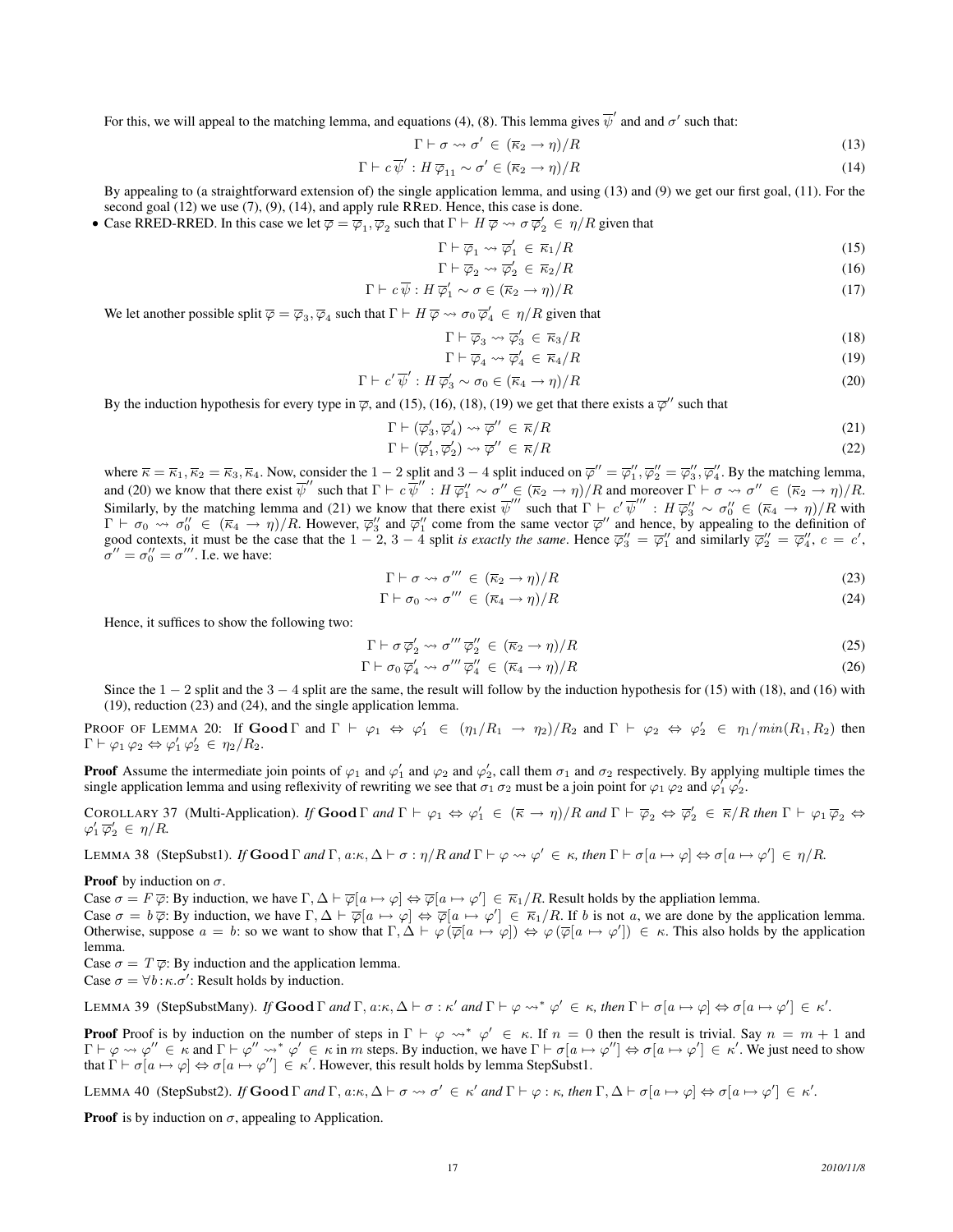For this, we will appeal to the matching lemma, and equations (4), (8). This lemma gives $\overline{\psi}'$ and and $\sigma'$ such that:

$$\Gamma \vdash \sigma \leadsto \sigma' \in (\overline{\kappa}_2 \to \eta)/R \tag{13}$$

$$\Gamma \vdash c\,\overline{\psi}' : H\,\overline{\varphi}_{11} \sim \sigma' \in (\overline{\kappa}_2 \to \eta)/R \tag{14}$$

By appealing to (a straightforward extension of) the single application lemma, and using (13) and (9) we get our first goal, (11). For the second goal (12) we use (7), (9), (14), and apply rule RRED. Hence, this case is done.

- Case RRED-RRED. In this case we let $\overline{\varphi} = \overline{\varphi}_1, \overline{\varphi}_2$ such that $\Gamma \vdash H\,\overline{\varphi} \leadsto \sigma\,\overline{\varphi}'_2 \in \eta/R$ given that

$$\Gamma \vdash \overline{\varphi}_1 \leadsto \overline{\varphi}'_1 \in \overline{\kappa}_1/R \tag{15}$$

$$\Gamma \vdash \overline{\varphi}_2 \leadsto \overline{\varphi}'_2 \in \overline{\kappa}_2/R \tag{16}$$

$$\Gamma \vdash c\,\overline{\psi} : H\,\overline{\varphi}'_1 \sim \sigma \in (\overline{\kappa}_2 \to \eta)/R \tag{17}$$

We let another possible split $\overline{\varphi} = \overline{\varphi}_3, \overline{\varphi}_4$ such that $\Gamma \vdash H\,\overline{\varphi} \leadsto \sigma_0\,\overline{\varphi}'_4 \in \eta/R$ given that

$$\Gamma \vdash \overline{\varphi}_3 \leadsto \overline{\varphi}'_3 \in \overline{\kappa}_3/R \tag{18}$$

$$\Gamma \vdash \overline{\varphi}_4 \leadsto \overline{\varphi}'_4 \in \overline{\kappa}_4/R \tag{19}$$

$$\Gamma \vdash c'\,\overline{\psi}' : H\,\overline{\varphi}'_3 \sim \sigma_0 \in (\overline{\kappa}_4 \to \eta)/R \tag{20}$$

By the induction hypothesis for every type in $\overline{\varphi}$, and (15), (16), (18), (19) we get that there exists a $\overline{\varphi}''$ such that

$$\Gamma \vdash (\overline{\varphi}'_3, \overline{\varphi}'_4) \leadsto \overline{\varphi}'' \in \overline{\kappa}/R \tag{21}$$

$$\Gamma \vdash (\overline{\varphi}'_1, \overline{\varphi}'_2) \leadsto \overline{\varphi}'' \in \overline{\kappa}/R \tag{22}$$

where $\overline{\kappa} = \overline{\kappa}_1, \overline{\kappa}_2 = \overline{\kappa}_3, \overline{\kappa}_4$. Now, consider the $1-2$ split and $3-4$ split induced on $\overline{\varphi}'' = \overline{\varphi}''_1, \overline{\varphi}''_2 = \overline{\varphi}''_3, \overline{\varphi}''_4$. By the matching lemma, and (20) we know that there exist $\overline{\psi}''$ such that $\Gamma \vdash c\,\overline{\psi}'' : H\,\overline{\varphi}''_1 \sim \sigma'' \in (\overline{\kappa}_2 \to \eta)/R$ and moreover $\Gamma \vdash \sigma \leadsto \sigma'' \in (\overline{\kappa}_2 \to \eta)/R$. Similarly, by the matching lemma and (21) we know that there exist $\overline{\psi}'''$ such that $\Gamma \vdash c'\,\overline{\psi}''' : H\,\overline{\varphi}''_3 \sim \sigma''_0 \in (\overline{\kappa}_4 \to \eta)/R$ with $\Gamma \vdash \sigma_0 \leadsto \sigma''_0 \in (\overline{\kappa}_4 \to \eta)/R$. However, $\overline{\varphi}''_3$ and $\overline{\varphi}''_1$ come from the same vector $\overline{\varphi}''$ and hence, by appealing to the definition of good contexts, it must be the case that the $1-2$, $3-4$ split *is exactly the same*. Hence $\overline{\varphi}''_3 = \overline{\varphi}''_1$ and similarly $\overline{\varphi}''_2 = \overline{\varphi}''_4$, $c = c'$, $\sigma'' = \sigma''_0 = \sigma'''$. I.e. we have:

$$\Gamma \vdash \sigma \leadsto \sigma''' \in (\overline{\kappa}_2 \to \eta)/R \tag{23}$$

$$\Gamma \vdash \sigma_0 \leadsto \sigma''' \in (\overline{\kappa}_4 \to \eta)/R \tag{24}$$

Hence, it suffices to show the following two:

$$\Gamma \vdash \sigma\,\overline{\varphi}'_2 \leadsto \sigma'''\,\overline{\varphi}''_2 \in (\overline{\kappa}_2 \to \eta)/R \tag{25}$$

$$\Gamma \vdash \sigma_0\,\overline{\varphi}'_4 \leadsto \sigma'''\,\overline{\varphi}''_4 \in (\overline{\kappa}_4 \to \eta)/R \tag{26}$$

Since the $1-2$ split and the $3-4$ split are the same, the result will follow by the induction hypothesis for (15) with (18), and (16) with (19), reduction (23) and (24), and the single application lemma.

PROOF OF LEMMA 20: If $\mathbf{Good}\,\Gamma$ and $\Gamma \vdash \varphi_1 \Leftrightarrow \varphi'_1 \in (\eta_1/R_1 \to \eta_2)/R_2$ and $\Gamma \vdash \varphi_2 \Leftrightarrow \varphi'_2 \in \eta_1/min(R_1, R_2)$ then $\Gamma \vdash \varphi_1\,\varphi_2 \Leftrightarrow \varphi'_1\,\varphi'_2 \in \eta_2/R_2$.

**Proof** Assume the intermediate join points of $\varphi_1$ and $\varphi'_1$ and $\varphi_2$ and $\varphi'_2$, call them $\sigma_1$ and $\sigma_2$ respectively. By applying multiple times the single application lemma and using reflexivity of rewriting we see that $\sigma_1\,\sigma_2$ must be a join point for $\varphi_1\,\varphi_2$ and $\varphi'_1\,\varphi'_2$.

COROLLARY 37 (Multi-Application). *If* $\mathbf{Good}\,\Gamma$ *and* $\Gamma \vdash \varphi_1 \Leftrightarrow \varphi'_1 \in (\overline{\kappa} \to \eta)/R$ *and* $\Gamma \vdash \overline{\varphi}_2 \Leftrightarrow \overline{\varphi}'_2 \in \overline{\kappa}/R$ *then* $\Gamma \vdash \varphi_1\,\overline{\varphi}_2 \Leftrightarrow \varphi'_1\,\overline{\varphi}'_2 \in \eta/R$.

LEMMA 38 (StepSubst1). *If* $\mathbf{Good}\,\Gamma$ *and* $\Gamma, a{:}\kappa, \Delta \vdash \sigma : \eta/R$ *and* $\Gamma \vdash \varphi \leadsto \varphi' \in \kappa$*, then* $\Gamma \vdash \sigma[a \mapsto \varphi] \Leftrightarrow \sigma[a \mapsto \varphi'] \in \eta/R$.

**Proof** by induction on $\sigma$.

Case $\sigma = F\,\overline{\varphi}$: By induction, we have $\Gamma, \Delta \vdash \overline{\varphi}[a \mapsto \varphi] \Leftrightarrow \overline{\varphi}[a \mapsto \varphi'] \in \overline{\kappa}_1/R$. Result holds by the appliation lemma.

Case $\sigma = b\,\overline{\varphi}$: By induction, we have $\Gamma, \Delta \vdash \overline{\varphi}[a \mapsto \varphi] \Leftrightarrow \overline{\varphi}[a \mapsto \varphi'] \in \overline{\kappa}_1/R$. If $b$ is not $a$, we are done by the application lemma. Otherwise, suppose $a = b$: so we want to show that $\Gamma, \Delta \vdash \varphi\,(\overline{\varphi}[a \mapsto \varphi]) \Leftrightarrow \varphi\,(\overline{\varphi}[a \mapsto \varphi']) \in \kappa$. This also holds by the application lemma.

Case $\sigma = T\,\overline{\varphi}$: By induction and the application lemma.

Case $\sigma = \forall b{:}\kappa.\sigma'$: Result holds by induction.

LEMMA 39 (StepSubstMany). *If* $\mathbf{Good}\,\Gamma$ *and* $\Gamma, a{:}\kappa, \Delta \vdash \sigma : \kappa'$ *and* $\Gamma \vdash \varphi \leadsto^* \varphi' \in \kappa$*, then* $\Gamma \vdash \sigma[a \mapsto \varphi] \Leftrightarrow \sigma[a \mapsto \varphi'] \in \kappa'$.

**Proof** Proof is by induction on the number of steps in $\Gamma \vdash \varphi \leadsto^* \varphi' \in \kappa$. If $n = 0$ then the result is trivial. Say $n = m + 1$ and $\Gamma \vdash \varphi \leadsto \varphi'' \in \kappa$ and $\Gamma \vdash \varphi'' \leadsto^* \varphi' \in \kappa$ in $m$ steps. By induction, we have $\Gamma \vdash \sigma[a \mapsto \varphi''] \Leftrightarrow \sigma[a \mapsto \varphi'] \in \kappa'$. We just need to show that $\Gamma \vdash \sigma[a \mapsto \varphi] \Leftrightarrow \sigma[a \mapsto \varphi''] \in \kappa'$. However, this result holds by lemma StepSubst1.

LEMMA 40 (StepSubst2). *If* $\mathbf{Good}\,\Gamma$ *and* $\Gamma, a{:}\kappa, \Delta \vdash \sigma \leadsto \sigma' \in \kappa'$ *and* $\Gamma \vdash \varphi : \kappa$*, then* $\Gamma, \Delta \vdash \sigma[a \mapsto \varphi] \Leftrightarrow \sigma[a \mapsto \varphi'] \in \kappa'$.

**Proof** is by induction on $\sigma$, appealing to Application.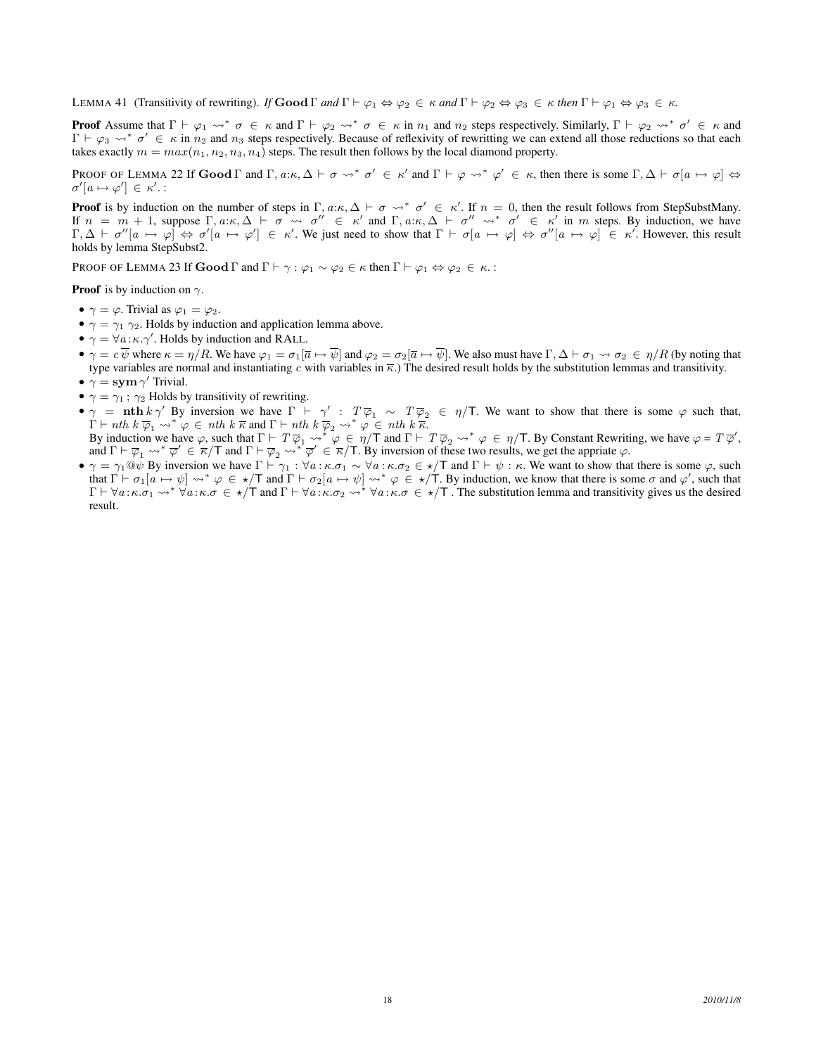LEMMA 41 (Transitivity of rewriting). *If* $\mathbf{Good}\,\Gamma$ *and* $\Gamma \vdash \varphi_1 \Leftrightarrow \varphi_2 \in \kappa$ *and* $\Gamma \vdash \varphi_2 \Leftrightarrow \varphi_3 \in \kappa$ *then* $\Gamma \vdash \varphi_1 \Leftrightarrow \varphi_3 \in \kappa$.

**Proof** Assume that $\Gamma \vdash \varphi_1 \rightsquigarrow^* \sigma \in \kappa$ and $\Gamma \vdash \varphi_2 \rightsquigarrow^* \sigma \in \kappa$ in $n_1$ and $n_2$ steps respectively. Similarly, $\Gamma \vdash \varphi_2 \rightsquigarrow^* \sigma' \in \kappa$ and $\Gamma \vdash \varphi_3 \rightsquigarrow^* \sigma' \in \kappa$ in $n_2$ and $n_3$ steps respectively. Because of reflexivity of rewritting we can extend all those reductions so that each takes exactly $m = max(n_1, n_2, n_3, n_4)$ steps. The result then follows by the local diamond property.

PROOF OF LEMMA 22 If $\mathbf{Good}\,\Gamma$ and $\Gamma, a{:}\kappa, \Delta \vdash \sigma \rightsquigarrow^* \sigma' \in \kappa'$ and $\Gamma \vdash \varphi \rightsquigarrow^* \varphi' \in \kappa$, then there is some $\Gamma, \Delta \vdash \sigma[a \mapsto \varphi] \Leftrightarrow \sigma'[a \mapsto \varphi'] \in \kappa'$. :

**Proof** is by induction on the number of steps in $\Gamma, a{:}\kappa, \Delta \vdash \sigma \rightsquigarrow^* \sigma' \in \kappa'$. If $n = 0$, then the result follows from StepSubstMany. If $n = m + 1$, suppose $\Gamma, a{:}\kappa, \Delta \vdash \sigma \rightsquigarrow \sigma'' \in \kappa'$ and $\Gamma, a{:}\kappa, \Delta \vdash \sigma'' \rightsquigarrow^* \sigma' \in \kappa'$ in $m$ steps. By induction, we have $\Gamma, \Delta \vdash \sigma''[a \mapsto \varphi] \Leftrightarrow \sigma'[a \mapsto \varphi'] \in \kappa'$. We just need to show that $\Gamma \vdash \sigma[a \mapsto \varphi] \Leftrightarrow \sigma''[a \mapsto \varphi] \in \kappa'$. However, this result holds by lemma StepSubst2.

PROOF OF LEMMA 23 If $\mathbf{Good}\,\Gamma$ and $\Gamma \vdash \gamma : \varphi_1 \sim \varphi_2 \in \kappa$ then $\Gamma \vdash \varphi_1 \Leftrightarrow \varphi_2 \in \kappa$. :

**Proof** is by induction on $\gamma$.

- $\gamma = \varphi$. Trivial as $\varphi_1 = \varphi_2$.
- $\gamma = \gamma_1\ \gamma_2$. Holds by induction and application lemma above.
- $\gamma = \forall a{:}\kappa.\gamma'$. Holds by induction and RALL.
- $\gamma = c\,\overline{\psi}$ where $\kappa = \eta/R$. We have $\varphi_1 = \sigma_1[\overline{a} \mapsto \overline{\psi}]$ and $\varphi_2 = \sigma_2[\overline{a} \mapsto \overline{\psi}]$. We also must have $\Gamma, \Delta \vdash \sigma_1 \rightsquigarrow \sigma_2 \in \eta/R$ (by noting that type variables are normal and instantiating $c$ with variables in $\overline{\kappa}$.) The desired result holds by the substitution lemmas and transitivity.
- $\gamma = \mathbf{sym}\,\gamma'$ Trivial.
- $\gamma = \gamma_1\,;\,\gamma_2$ Holds by transitivity of rewriting.
- $\gamma = \mathbf{nth}\,k\,\gamma'$ By inversion we have $\Gamma \vdash \gamma' : T\,\overline{\varphi}_1 \sim T\,\overline{\varphi}_2 \in \eta/\mathsf{T}$. We want to show that there is some $\varphi$ such that, $\Gamma \vdash nth\ k\ \overline{\varphi}_1 \rightsquigarrow^* \varphi \in nth\ k\ \overline{\kappa}$ and $\Gamma \vdash nth\ k\ \overline{\varphi}_2 \rightsquigarrow^* \varphi \in nth\ k\ \overline{\kappa}$.
  By induction we have $\varphi$, such that $\Gamma \vdash T\,\overline{\varphi}_1 \rightsquigarrow^* \varphi \in \eta/\mathsf{T}$ and $\Gamma \vdash T\,\overline{\varphi}_2 \rightsquigarrow^* \varphi \in \eta/\mathsf{T}$. By Constant Rewriting, we have $\varphi = T\,\overline{\varphi}'$, and $\Gamma \vdash \overline{\varphi}_1 \rightsquigarrow^* \overline{\varphi}' \in \overline{\kappa}/\mathsf{T}$ and $\Gamma \vdash \overline{\varphi}_2 \rightsquigarrow^* \overline{\varphi}' \in \overline{\kappa}/\mathsf{T}$. By inversion of these two results, we get the appriate $\varphi$.
- $\gamma = \gamma_1 @ \psi$ By inversion we have $\Gamma \vdash \gamma_1 : \forall a:\kappa.\sigma_1 \sim \forall a:\kappa.\sigma_2 \in \star/\mathsf{T}$ and $\Gamma \vdash \psi : \kappa$. We want to show that there is some $\varphi$, such that $\Gamma \vdash \sigma_1[a \mapsto \psi] \rightsquigarrow^* \varphi \in \star/\mathsf{T}$ and $\Gamma \vdash \sigma_2[a \mapsto \psi] \rightsquigarrow^* \varphi \in \star/\mathsf{T}$. By induction, we know that there is some $\sigma$ and $\varphi'$, such that $\Gamma \vdash \forall a{:}\kappa.\sigma_1 \rightsquigarrow^* \forall a{:}\kappa.\sigma \in \star/\mathsf{T}$ and $\Gamma \vdash \forall a{:}\kappa.\sigma_2 \rightsquigarrow^* \forall a{:}\kappa.\sigma \in \star/\mathsf{T}$ . The substitution lemma and transitivity gives us the desired result.